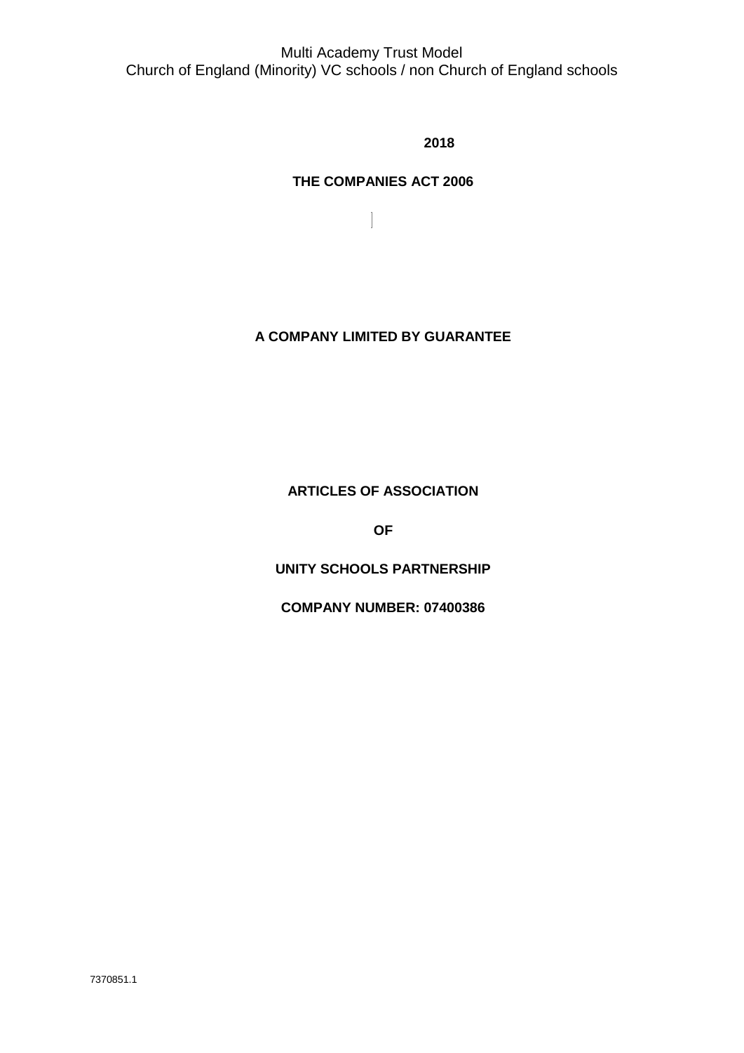Multi Academy Trust Model
Church of England (Minority) VC schools / non Church of England schools

**2018**

**THE COMPANIES ACT 2006**

**A COMPANY LIMITED BY GUARANTEE**

**ARTICLES OF ASSOCIATION**

**OF**

**UNITY SCHOOLS PARTNERSHIP**

**COMPANY NUMBER: 07400386**

7370851.1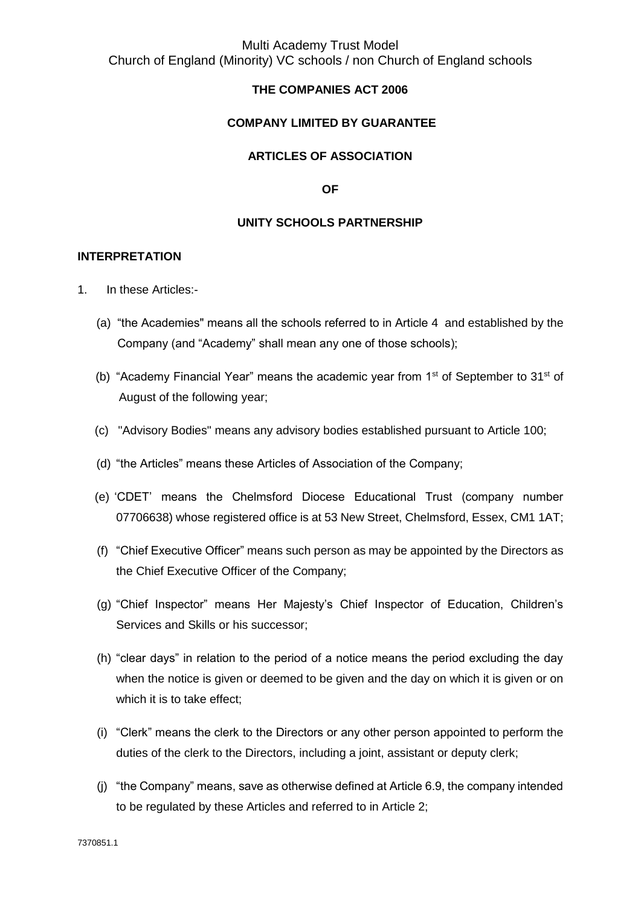Multi Academy Trust Model
Church of England (Minority) VC schools / non Church of England schools

**THE COMPANIES ACT 2006**

**COMPANY LIMITED BY GUARANTEE**

**ARTICLES OF ASSOCIATION**

**OF**

**UNITY SCHOOLS PARTNERSHIP**

**INTERPRETATION**

1. In these Articles:-

   (a) "the Academies" means all the schools referred to in Article 4 and established by the Company (and "Academy" shall mean any one of those schools);

   (b) "Academy Financial Year" means the academic year from 1st of September to 31st of August of the following year;

   (c) "Advisory Bodies" means any advisory bodies established pursuant to Article 100;

   (d) "the Articles" means these Articles of Association of the Company;

   (e) 'CDET' means the Chelmsford Diocese Educational Trust (company number 07706638) whose registered office is at 53 New Street, Chelmsford, Essex, CM1 1AT;

   (f) "Chief Executive Officer" means such person as may be appointed by the Directors as the Chief Executive Officer of the Company;

   (g) "Chief Inspector" means Her Majesty's Chief Inspector of Education, Children's Services and Skills or his successor;

   (h) "clear days" in relation to the period of a notice means the period excluding the day when the notice is given or deemed to be given and the day on which it is given or on which it is to take effect;

   (i) "Clerk" means the clerk to the Directors or any other person appointed to perform the duties of the clerk to the Directors, including a joint, assistant or deputy clerk;

   (j) "the Company" means, save as otherwise defined at Article 6.9, the company intended to be regulated by these Articles and referred to in Article 2;

7370851.1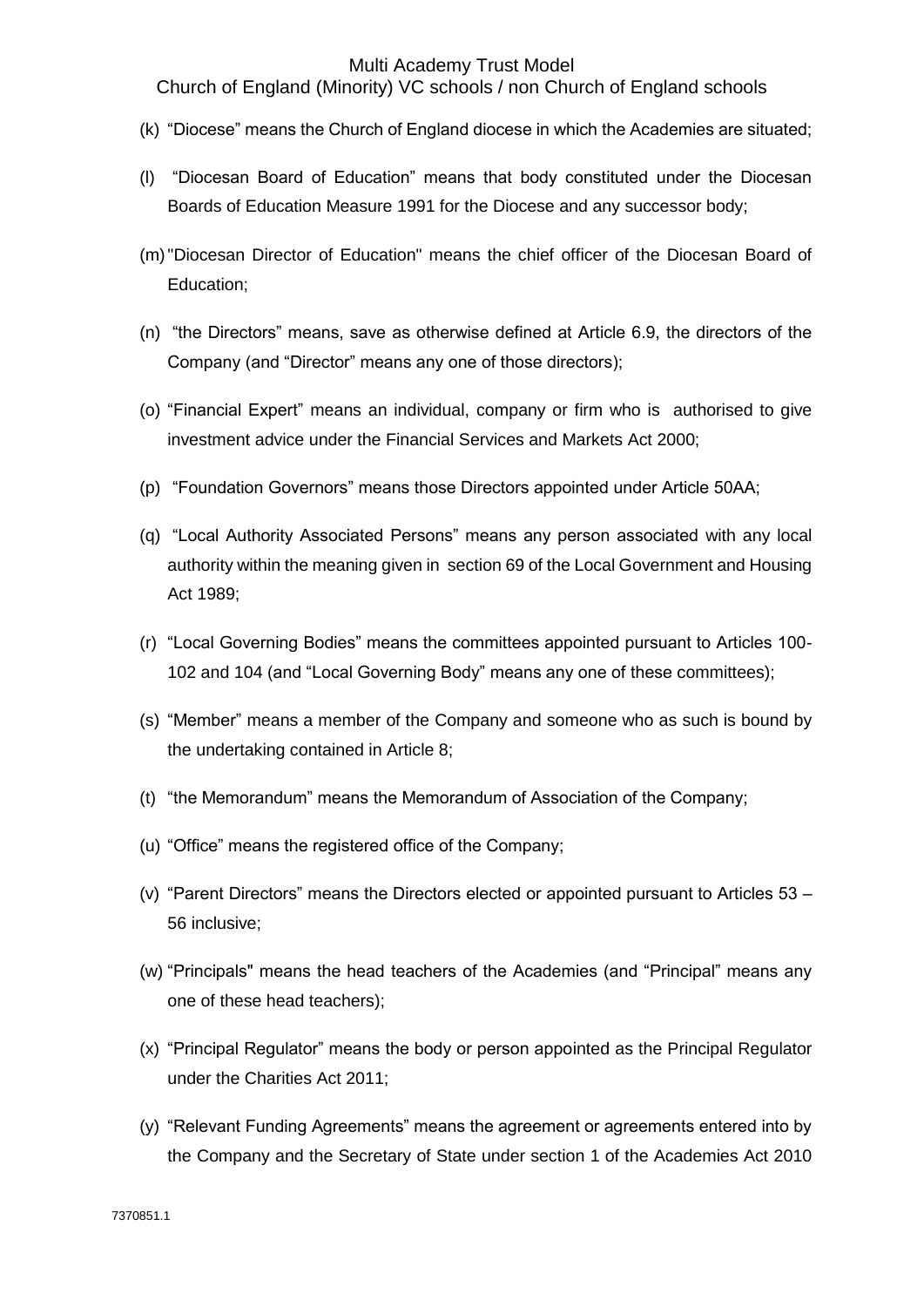(k) "Diocese" means the Church of England diocese in which the Academies are situated;

(l) "Diocesan Board of Education" means that body constituted under the Diocesan Boards of Education Measure 1991 for the Diocese and any successor body;

(m) "Diocesan Director of Education" means the chief officer of the Diocesan Board of Education;

(n) "the Directors" means, save as otherwise defined at Article 6.9, the directors of the Company (and "Director" means any one of those directors);

(o) "Financial Expert" means an individual, company or firm who is authorised to give investment advice under the Financial Services and Markets Act 2000;

(p) "Foundation Governors" means those Directors appointed under Article 50AA;

(q) "Local Authority Associated Persons" means any person associated with any local authority within the meaning given in section 69 of the Local Government and Housing Act 1989;

(r) "Local Governing Bodies" means the committees appointed pursuant to Articles 100-102 and 104 (and "Local Governing Body" means any one of these committees);

(s) "Member" means a member of the Company and someone who as such is bound by the undertaking contained in Article 8;

(t) "the Memorandum" means the Memorandum of Association of the Company;

(u) "Office" means the registered office of the Company;

(v) "Parent Directors" means the Directors elected or appointed pursuant to Articles 53 – 56 inclusive;

(w) "Principals" means the head teachers of the Academies (and "Principal" means any one of these head teachers);

(x) "Principal Regulator" means the body or person appointed as the Principal Regulator under the Charities Act 2011;

(y) "Relevant Funding Agreements" means the agreement or agreements entered into by the Company and the Secretary of State under section 1 of the Academies Act 2010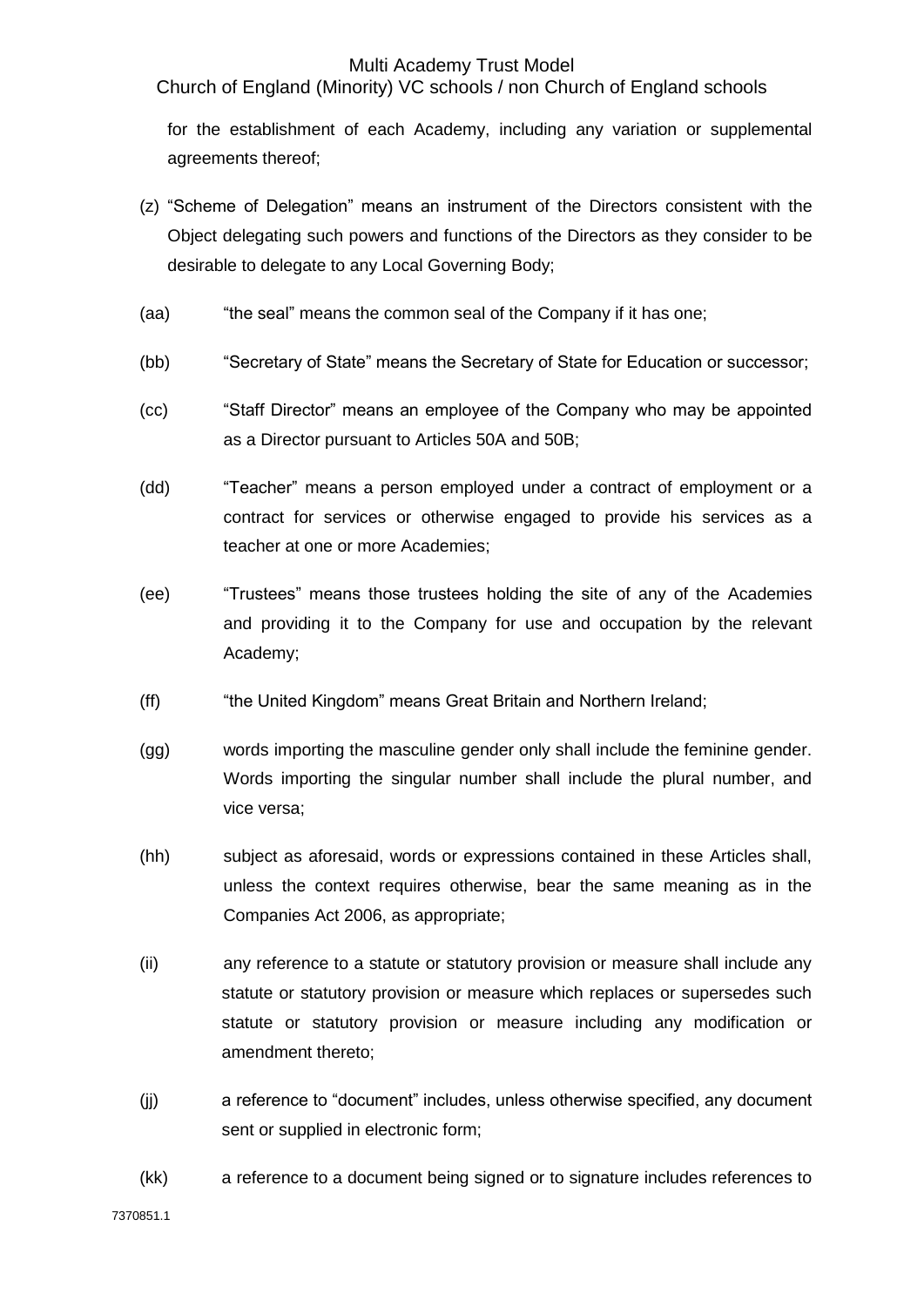for the establishment of each Academy, including any variation or supplemental agreements thereof;

(z) "Scheme of Delegation" means an instrument of the Directors consistent with the Object delegating such powers and functions of the Directors as they consider to be desirable to delegate to any Local Governing Body;

(aa) "the seal" means the common seal of the Company if it has one;

(bb) "Secretary of State" means the Secretary of State for Education or successor;

(cc) "Staff Director" means an employee of the Company who may be appointed as a Director pursuant to Articles 50A and 50B;

(dd) "Teacher" means a person employed under a contract of employment or a contract for services or otherwise engaged to provide his services as a teacher at one or more Academies;

(ee) "Trustees" means those trustees holding the site of any of the Academies and providing it to the Company for use and occupation by the relevant Academy;

(ff) "the United Kingdom" means Great Britain and Northern Ireland;

(gg) words importing the masculine gender only shall include the feminine gender. Words importing the singular number shall include the plural number, and vice versa;

(hh) subject as aforesaid, words or expressions contained in these Articles shall, unless the context requires otherwise, bear the same meaning as in the Companies Act 2006, as appropriate;

(ii) any reference to a statute or statutory provision or measure shall include any statute or statutory provision or measure which replaces or supersedes such statute or statutory provision or measure including any modification or amendment thereto;

(jj) a reference to "document" includes, unless otherwise specified, any document sent or supplied in electronic form;

(kk) a reference to a document being signed or to signature includes references to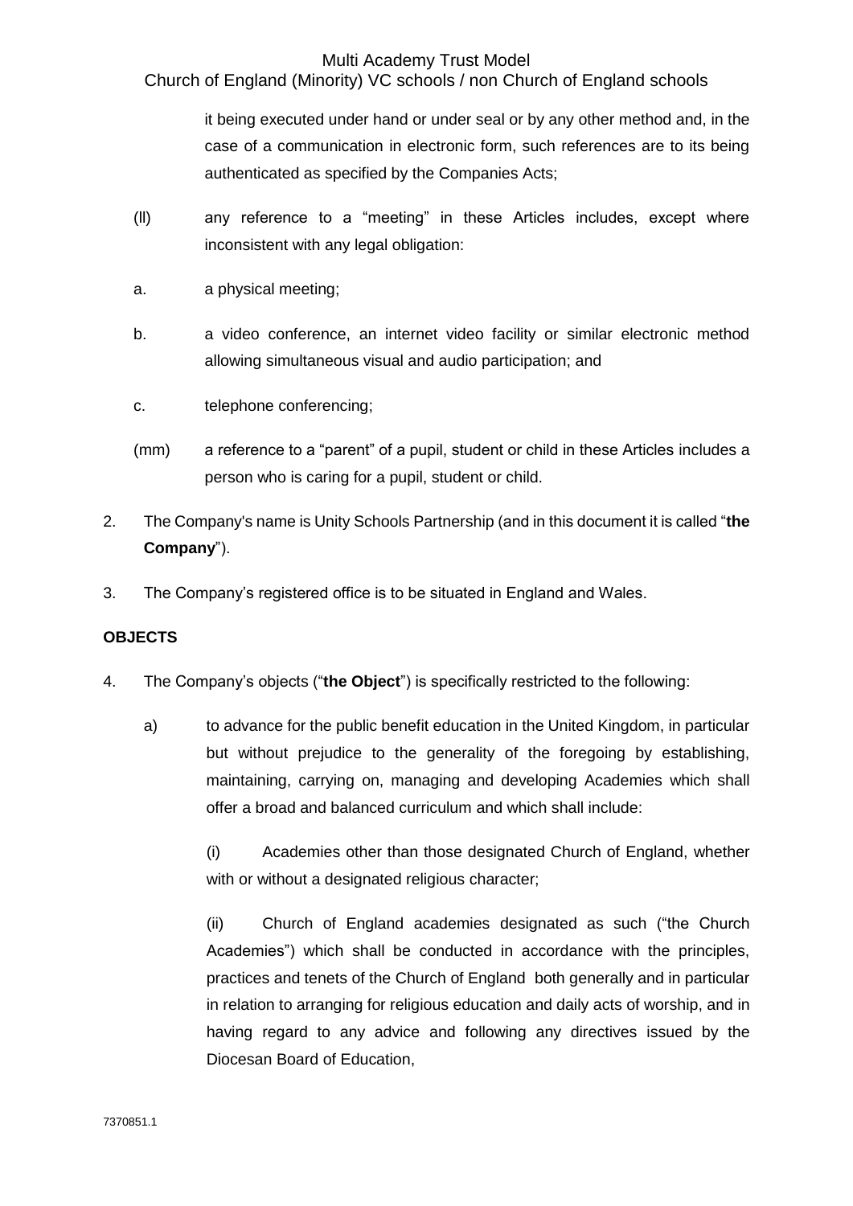it being executed under hand or under seal or by any other method and, in the case of a communication in electronic form, such references are to its being authenticated as specified by the Companies Acts;

(ll) any reference to a "meeting" in these Articles includes, except where inconsistent with any legal obligation:

a. a physical meeting;

b. a video conference, an internet video facility or similar electronic method allowing simultaneous visual and audio participation; and

c. telephone conferencing;

(mm) a reference to a "parent" of a pupil, student or child in these Articles includes a person who is caring for a pupil, student or child.

2. The Company's name is Unity Schools Partnership (and in this document it is called "**the Company**").

3. The Company's registered office is to be situated in England and Wales.

**OBJECTS**

4. The Company's objects ("**the Object**") is specifically restricted to the following:

   a) to advance for the public benefit education in the United Kingdom, in particular but without prejudice to the generality of the foregoing by establishing, maintaining, carrying on, managing and developing Academies which shall offer a broad and balanced curriculum and which shall include:

      (i) Academies other than those designated Church of England, whether with or without a designated religious character;

      (ii) Church of England academies designated as such ("the Church Academies") which shall be conducted in accordance with the principles, practices and tenets of the Church of England both generally and in particular in relation to arranging for religious education and daily acts of worship, and in having regard to any advice and following any directives issued by the Diocesan Board of Education,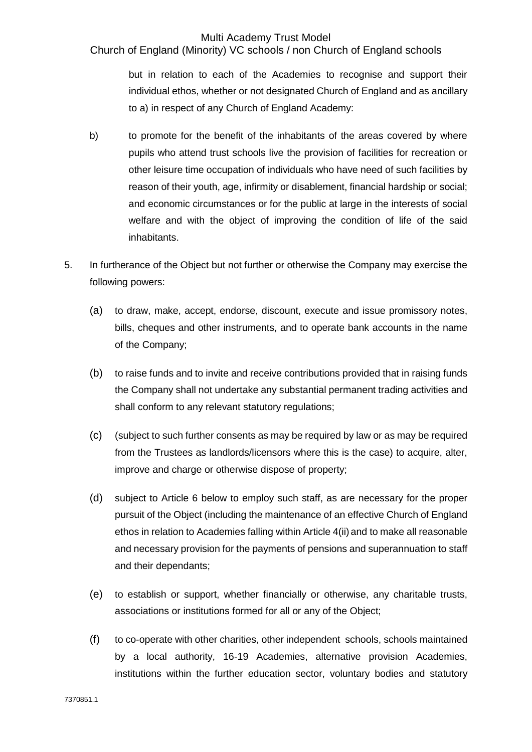but in relation to each of the Academies to recognise and support their individual ethos, whether or not designated Church of England and as ancillary to a) in respect of any Church of England Academy:

b) to promote for the benefit of the inhabitants of the areas covered by where pupils who attend trust schools live the provision of facilities for recreation or other leisure time occupation of individuals who have need of such facilities by reason of their youth, age, infirmity or disablement, financial hardship or social; and economic circumstances or for the public at large in the interests of social welfare and with the object of improving the condition of life of the said inhabitants.

5. In furtherance of the Object but not further or otherwise the Company may exercise the following powers:

   (a) to draw, make, accept, endorse, discount, execute and issue promissory notes, bills, cheques and other instruments, and to operate bank accounts in the name of the Company;

   (b) to raise funds and to invite and receive contributions provided that in raising funds the Company shall not undertake any substantial permanent trading activities and shall conform to any relevant statutory regulations;

   (c) (subject to such further consents as may be required by law or as may be required from the Trustees as landlords/licensors where this is the case) to acquire, alter, improve and charge or otherwise dispose of property;

   (d) subject to Article 6 below to employ such staff, as are necessary for the proper pursuit of the Object (including the maintenance of an effective Church of England ethos in relation to Academies falling within Article 4(ii) and to make all reasonable and necessary provision for the payments of pensions and superannuation to staff and their dependants;

   (e) to establish or support, whether financially or otherwise, any charitable trusts, associations or institutions formed for all or any of the Object;

   (f) to co-operate with other charities, other independent schools, schools maintained by a local authority, 16-19 Academies, alternative provision Academies, institutions within the further education sector, voluntary bodies and statutory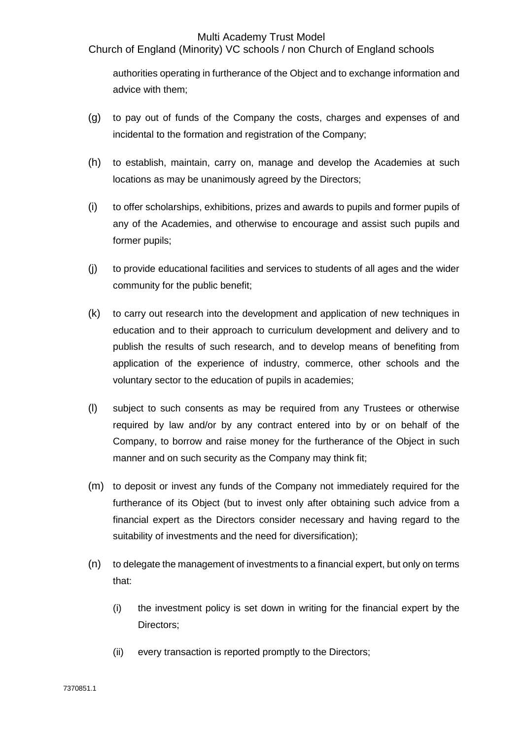authorities operating in furtherance of the Object and to exchange information and advice with them;

(g) to pay out of funds of the Company the costs, charges and expenses of and incidental to the formation and registration of the Company;

(h) to establish, maintain, carry on, manage and develop the Academies at such locations as may be unanimously agreed by the Directors;

(i) to offer scholarships, exhibitions, prizes and awards to pupils and former pupils of any of the Academies, and otherwise to encourage and assist such pupils and former pupils;

(j) to provide educational facilities and services to students of all ages and the wider community for the public benefit;

(k) to carry out research into the development and application of new techniques in education and to their approach to curriculum development and delivery and to publish the results of such research, and to develop means of benefiting from application of the experience of industry, commerce, other schools and the voluntary sector to the education of pupils in academies;

(l) subject to such consents as may be required from any Trustees or otherwise required by law and/or by any contract entered into by or on behalf of the Company, to borrow and raise money for the furtherance of the Object in such manner and on such security as the Company may think fit;

(m) to deposit or invest any funds of the Company not immediately required for the furtherance of its Object (but to invest only after obtaining such advice from a financial expert as the Directors consider necessary and having regard to the suitability of investments and the need for diversification);

(n) to delegate the management of investments to a financial expert, but only on terms that:

    (i) the investment policy is set down in writing for the financial expert by the Directors;

    (ii) every transaction is reported promptly to the Directors;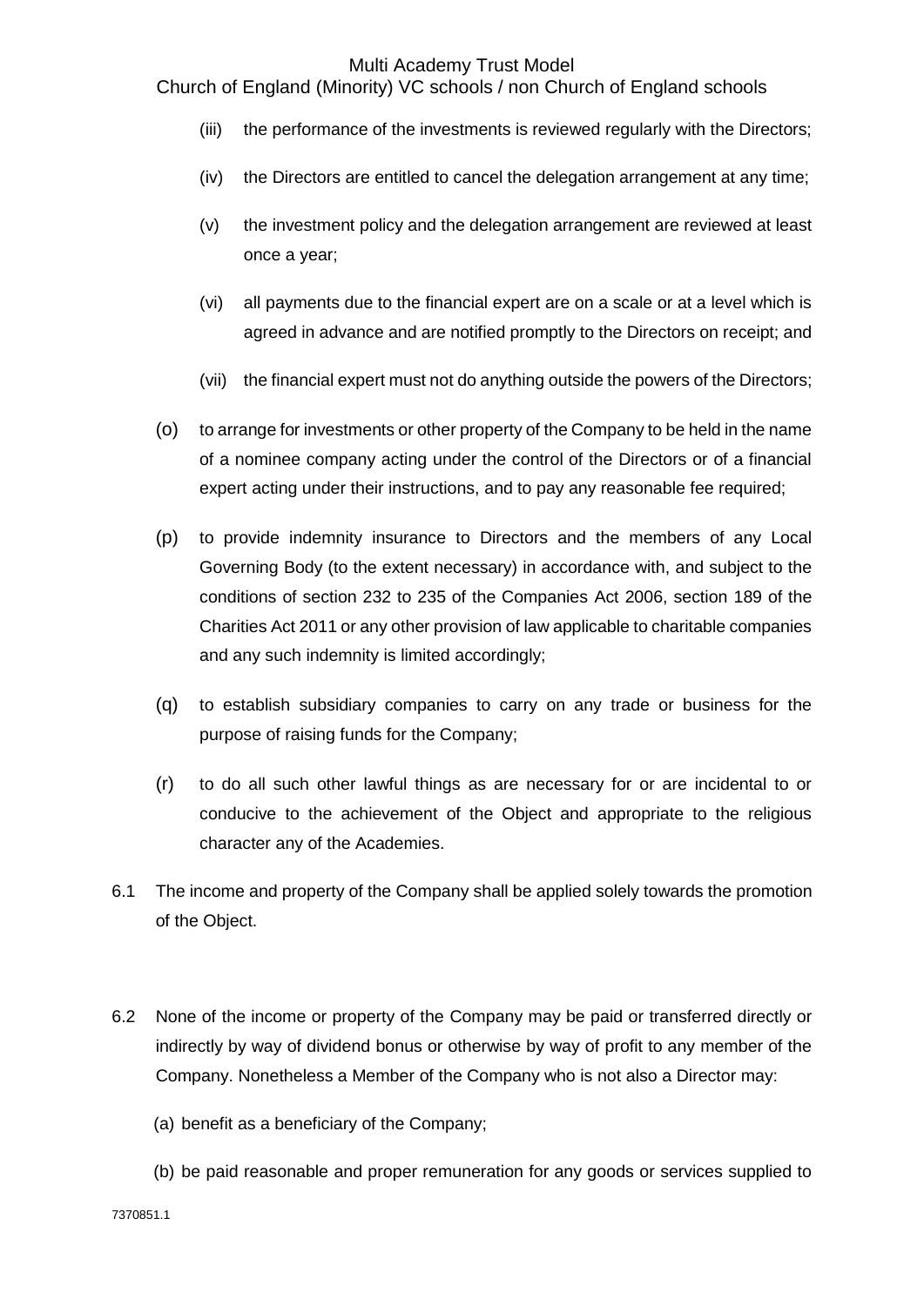(iii) the performance of the investments is reviewed regularly with the Directors;

(iv) the Directors are entitled to cancel the delegation arrangement at any time;

(v) the investment policy and the delegation arrangement are reviewed at least once a year;

(vi) all payments due to the financial expert are on a scale or at a level which is agreed in advance and are notified promptly to the Directors on receipt; and

(vii) the financial expert must not do anything outside the powers of the Directors;

(o) to arrange for investments or other property of the Company to be held in the name of a nominee company acting under the control of the Directors or of a financial expert acting under their instructions, and to pay any reasonable fee required;

(p) to provide indemnity insurance to Directors and the members of any Local Governing Body (to the extent necessary) in accordance with, and subject to the conditions of section 232 to 235 of the Companies Act 2006, section 189 of the Charities Act 2011 or any other provision of law applicable to charitable companies and any such indemnity is limited accordingly;

(q) to establish subsidiary companies to carry on any trade or business for the purpose of raising funds for the Company;

(r) to do all such other lawful things as are necessary for or are incidental to or conducive to the achievement of the Object and appropriate to the religious character any of the Academies.

6.1 The income and property of the Company shall be applied solely towards the promotion of the Object.

6.2 None of the income or property of the Company may be paid or transferred directly or indirectly by way of dividend bonus or otherwise by way of profit to any member of the Company. Nonetheless a Member of the Company who is not also a Director may:

(a) benefit as a beneficiary of the Company;

(b) be paid reasonable and proper remuneration for any goods or services supplied to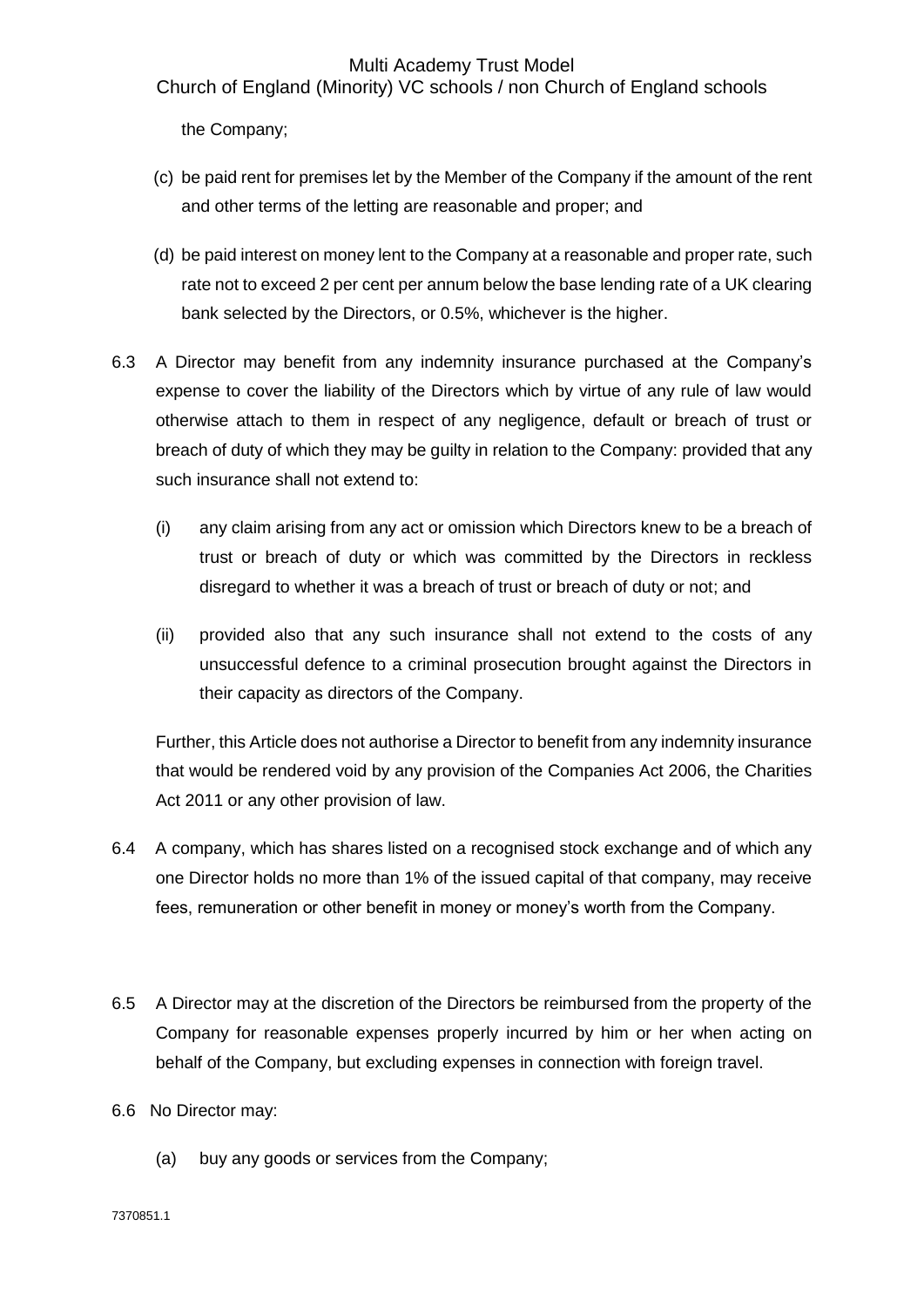the Company;

(c) be paid rent for premises let by the Member of the Company if the amount of the rent and other terms of the letting are reasonable and proper; and

(d) be paid interest on money lent to the Company at a reasonable and proper rate, such rate not to exceed 2 per cent per annum below the base lending rate of a UK clearing bank selected by the Directors, or 0.5%, whichever is the higher.

6.3 A Director may benefit from any indemnity insurance purchased at the Company's expense to cover the liability of the Directors which by virtue of any rule of law would otherwise attach to them in respect of any negligence, default or breach of trust or breach of duty of which they may be guilty in relation to the Company: provided that any such insurance shall not extend to:

(i) any claim arising from any act or omission which Directors knew to be a breach of trust or breach of duty or which was committed by the Directors in reckless disregard to whether it was a breach of trust or breach of duty or not; and

(ii) provided also that any such insurance shall not extend to the costs of any unsuccessful defence to a criminal prosecution brought against the Directors in their capacity as directors of the Company.

Further, this Article does not authorise a Director to benefit from any indemnity insurance that would be rendered void by any provision of the Companies Act 2006, the Charities Act 2011 or any other provision of law.

6.4 A company, which has shares listed on a recognised stock exchange and of which any one Director holds no more than 1% of the issued capital of that company, may receive fees, remuneration or other benefit in money or money's worth from the Company.

6.5 A Director may at the discretion of the Directors be reimbursed from the property of the Company for reasonable expenses properly incurred by him or her when acting on behalf of the Company, but excluding expenses in connection with foreign travel.

6.6 No Director may:

(a) buy any goods or services from the Company;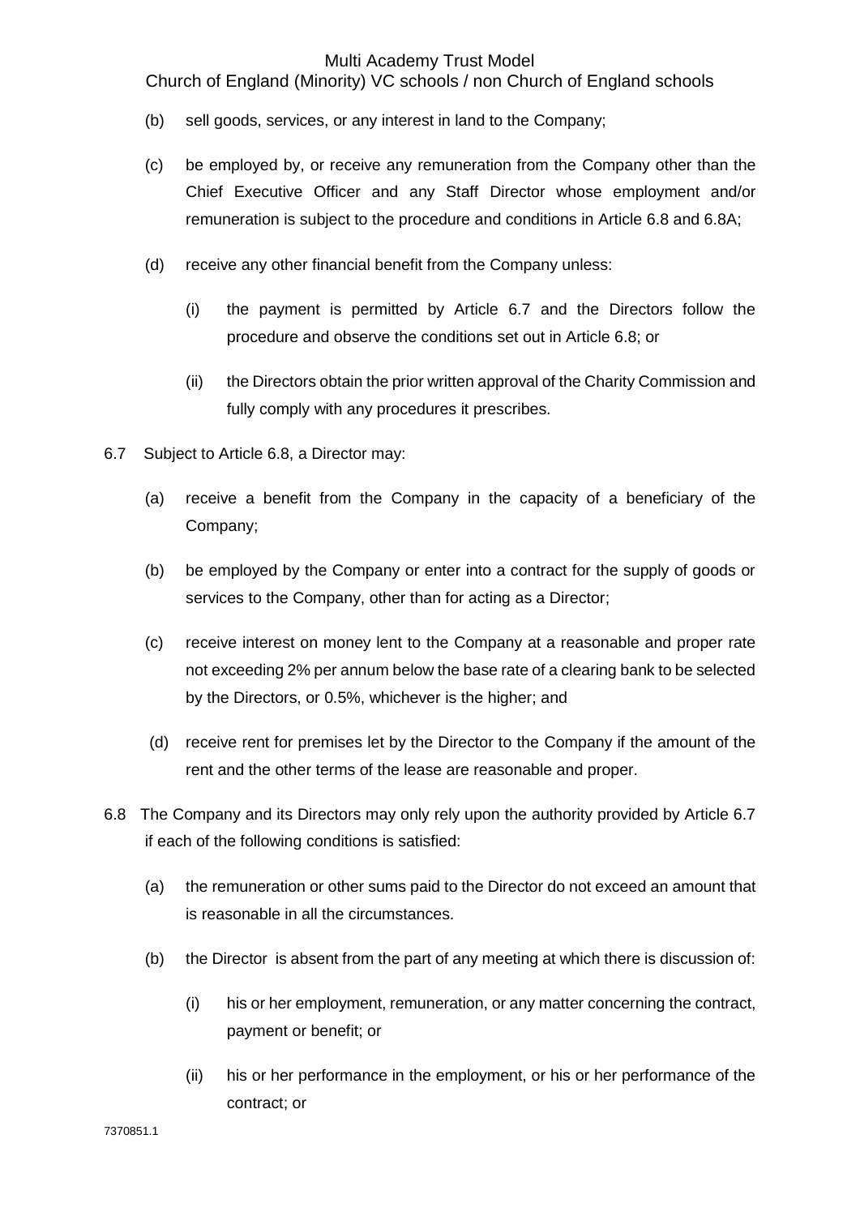(b) sell goods, services, or any interest in land to the Company;

(c) be employed by, or receive any remuneration from the Company other than the Chief Executive Officer and any Staff Director whose employment and/or remuneration is subject to the procedure and conditions in Article 6.8 and 6.8A;

(d) receive any other financial benefit from the Company unless:

   (i) the payment is permitted by Article 6.7 and the Directors follow the procedure and observe the conditions set out in Article 6.8; or

   (ii) the Directors obtain the prior written approval of the Charity Commission and fully comply with any procedures it prescribes.

6.7 Subject to Article 6.8, a Director may:

(a) receive a benefit from the Company in the capacity of a beneficiary of the Company;

(b) be employed by the Company or enter into a contract for the supply of goods or services to the Company, other than for acting as a Director;

(c) receive interest on money lent to the Company at a reasonable and proper rate not exceeding 2% per annum below the base rate of a clearing bank to be selected by the Directors, or 0.5%, whichever is the higher; and

(d) receive rent for premises let by the Director to the Company if the amount of the rent and the other terms of the lease are reasonable and proper.

6.8 The Company and its Directors may only rely upon the authority provided by Article 6.7 if each of the following conditions is satisfied:

(a) the remuneration or other sums paid to the Director do not exceed an amount that is reasonable in all the circumstances.

(b) the Director is absent from the part of any meeting at which there is discussion of:

   (i) his or her employment, remuneration, or any matter concerning the contract, payment or benefit; or

   (ii) his or her performance in the employment, or his or her performance of the contract; or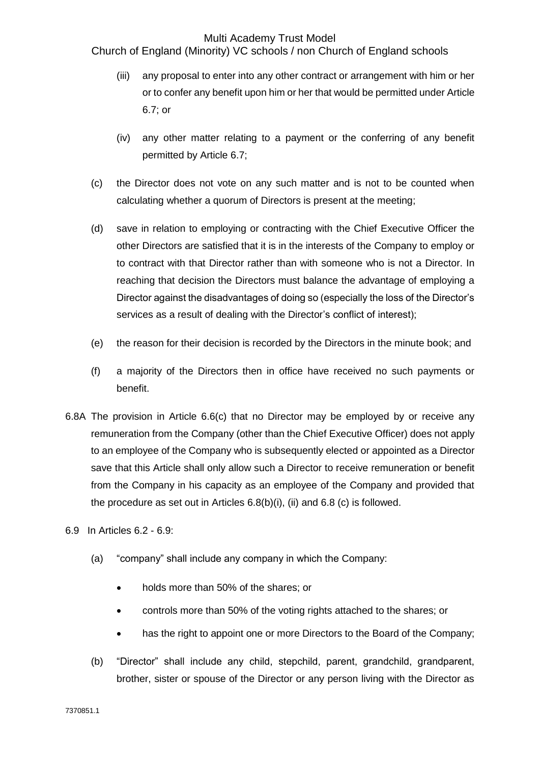(iii) any proposal to enter into any other contract or arrangement with him or her or to confer any benefit upon him or her that would be permitted under Article 6.7; or

(iv) any other matter relating to a payment or the conferring of any benefit permitted by Article 6.7;

(c) the Director does not vote on any such matter and is not to be counted when calculating whether a quorum of Directors is present at the meeting;

(d) save in relation to employing or contracting with the Chief Executive Officer the other Directors are satisfied that it is in the interests of the Company to employ or to contract with that Director rather than with someone who is not a Director. In reaching that decision the Directors must balance the advantage of employing a Director against the disadvantages of doing so (especially the loss of the Director's services as a result of dealing with the Director's conflict of interest);

(e) the reason for their decision is recorded by the Directors in the minute book; and

(f) a majority of the Directors then in office have received no such payments or benefit.

6.8A The provision in Article 6.6(c) that no Director may be employed by or receive any remuneration from the Company (other than the Chief Executive Officer) does not apply to an employee of the Company who is subsequently elected or appointed as a Director save that this Article shall only allow such a Director to receive remuneration or benefit from the Company in his capacity as an employee of the Company and provided that the procedure as set out in Articles 6.8(b)(i), (ii) and 6.8 (c) is followed.

6.9 In Articles 6.2 - 6.9:

(a) "company" shall include any company in which the Company:

- holds more than 50% of the shares; or
- controls more than 50% of the voting rights attached to the shares; or
- has the right to appoint one or more Directors to the Board of the Company;

(b) "Director" shall include any child, stepchild, parent, grandchild, grandparent, brother, sister or spouse of the Director or any person living with the Director as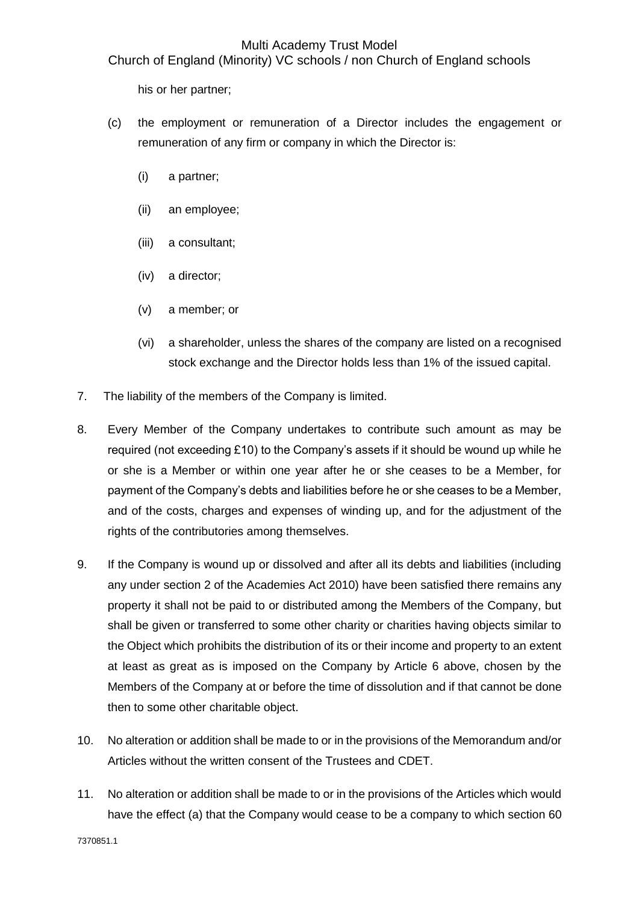his or her partner;

(c) the employment or remuneration of a Director includes the engagement or remuneration of any firm or company in which the Director is:

   (i) a partner;

   (ii) an employee;

   (iii) a consultant;

   (iv) a director;

   (v) a member; or

   (vi) a shareholder, unless the shares of the company are listed on a recognised stock exchange and the Director holds less than 1% of the issued capital.

7. The liability of the members of the Company is limited.

8. Every Member of the Company undertakes to contribute such amount as may be required (not exceeding £10) to the Company's assets if it should be wound up while he or she is a Member or within one year after he or she ceases to be a Member, for payment of the Company's debts and liabilities before he or she ceases to be a Member, and of the costs, charges and expenses of winding up, and for the adjustment of the rights of the contributories among themselves.

9. If the Company is wound up or dissolved and after all its debts and liabilities (including any under section 2 of the Academies Act 2010) have been satisfied there remains any property it shall not be paid to or distributed among the Members of the Company, but shall be given or transferred to some other charity or charities having objects similar to the Object which prohibits the distribution of its or their income and property to an extent at least as great as is imposed on the Company by Article 6 above, chosen by the Members of the Company at or before the time of dissolution and if that cannot be done then to some other charitable object.

10. No alteration or addition shall be made to or in the provisions of the Memorandum and/or Articles without the written consent of the Trustees and CDET.

11. No alteration or addition shall be made to or in the provisions of the Articles which would have the effect (a) that the Company would cease to be a company to which section 60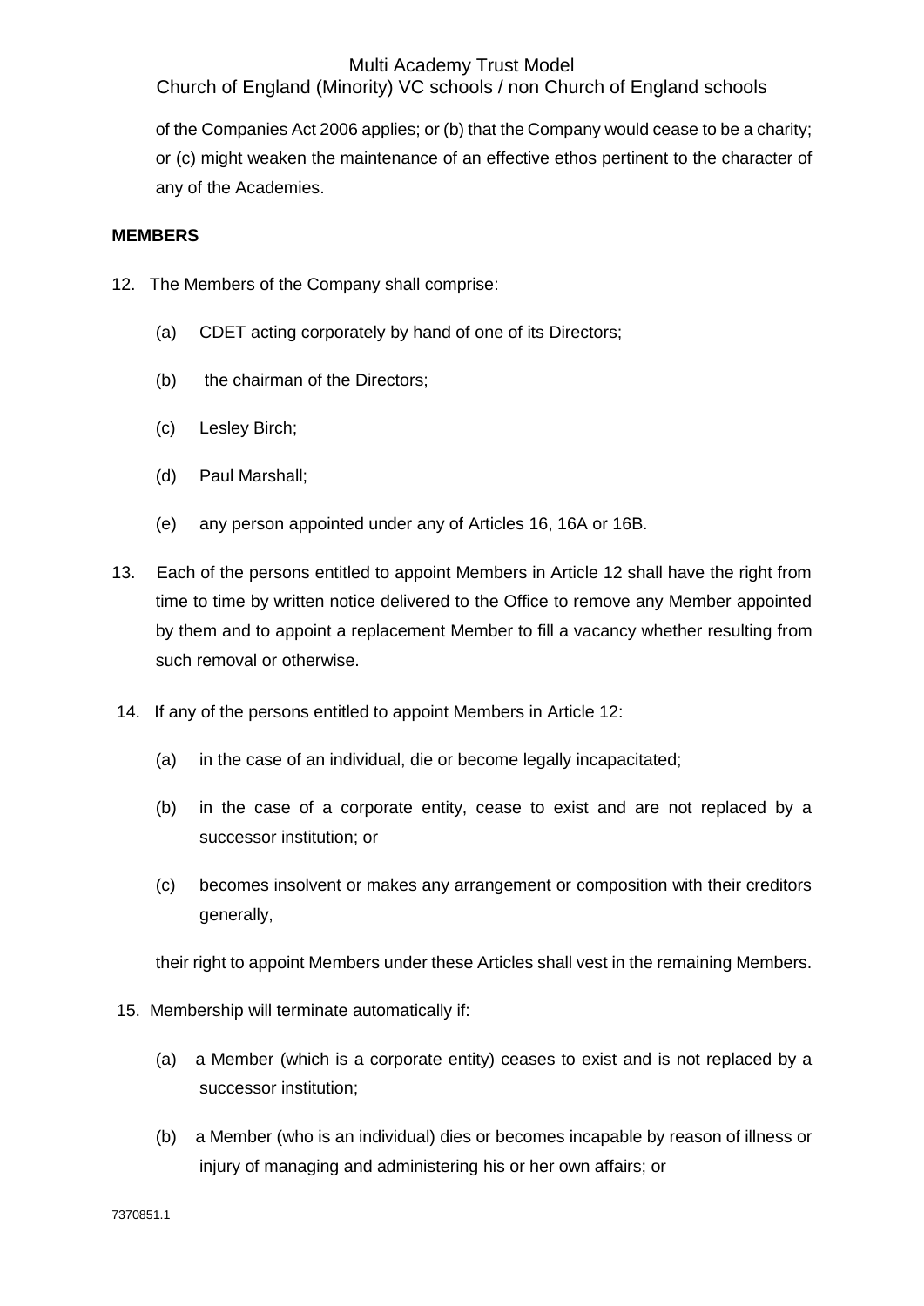of the Companies Act 2006 applies; or (b) that the Company would cease to be a charity; or (c) might weaken the maintenance of an effective ethos pertinent to the character of any of the Academies.

**MEMBERS**

12. The Members of the Company shall comprise:

    (a) CDET acting corporately by hand of one of its Directors;

    (b) the chairman of the Directors;

    (c) Lesley Birch;

    (d) Paul Marshall;

    (e) any person appointed under any of Articles 16, 16A or 16B.

13. Each of the persons entitled to appoint Members in Article 12 shall have the right from time to time by written notice delivered to the Office to remove any Member appointed by them and to appoint a replacement Member to fill a vacancy whether resulting from such removal or otherwise.

14. If any of the persons entitled to appoint Members in Article 12:

    (a) in the case of an individual, die or become legally incapacitated;

    (b) in the case of a corporate entity, cease to exist and are not replaced by a successor institution; or

    (c) becomes insolvent or makes any arrangement or composition with their creditors generally,

    their right to appoint Members under these Articles shall vest in the remaining Members.

15. Membership will terminate automatically if:

    (a) a Member (which is a corporate entity) ceases to exist and is not replaced by a successor institution;

    (b) a Member (who is an individual) dies or becomes incapable by reason of illness or injury of managing and administering his or her own affairs; or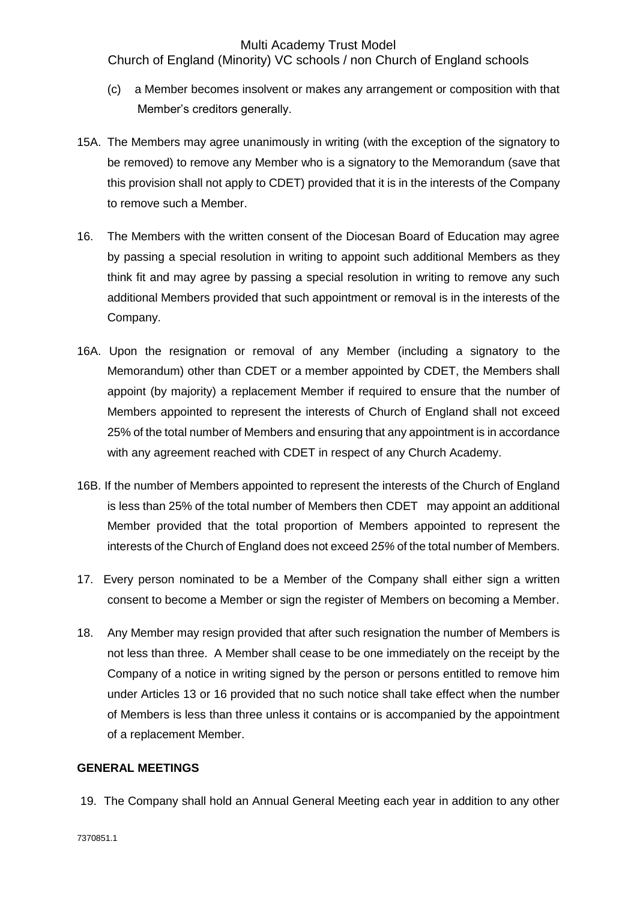(c) a Member becomes insolvent or makes any arrangement or composition with that Member's creditors generally.

15A. The Members may agree unanimously in writing (with the exception of the signatory to be removed) to remove any Member who is a signatory to the Memorandum (save that this provision shall not apply to CDET) provided that it is in the interests of the Company to remove such a Member.

16. The Members with the written consent of the Diocesan Board of Education may agree by passing a special resolution in writing to appoint such additional Members as they think fit and may agree by passing a special resolution in writing to remove any such additional Members provided that such appointment or removal is in the interests of the Company.

16A. Upon the resignation or removal of any Member (including a signatory to the Memorandum) other than CDET or a member appointed by CDET, the Members shall appoint (by majority) a replacement Member if required to ensure that the number of Members appointed to represent the interests of Church of England shall not exceed 25% of the total number of Members and ensuring that any appointment is in accordance with any agreement reached with CDET in respect of any Church Academy.

16B. If the number of Members appointed to represent the interests of the Church of England is less than 25% of the total number of Members then CDET may appoint an additional Member provided that the total proportion of Members appointed to represent the interests of the Church of England does not exceed 2*5%* of the total number of Members.

17. Every person nominated to be a Member of the Company shall either sign a written consent to become a Member or sign the register of Members on becoming a Member.

18. Any Member may resign provided that after such resignation the number of Members is not less than three. A Member shall cease to be one immediately on the receipt by the Company of a notice in writing signed by the person or persons entitled to remove him under Articles 13 or 16 provided that no such notice shall take effect when the number of Members is less than three unless it contains or is accompanied by the appointment of a replacement Member.

**GENERAL MEETINGS**

19. The Company shall hold an Annual General Meeting each year in addition to any other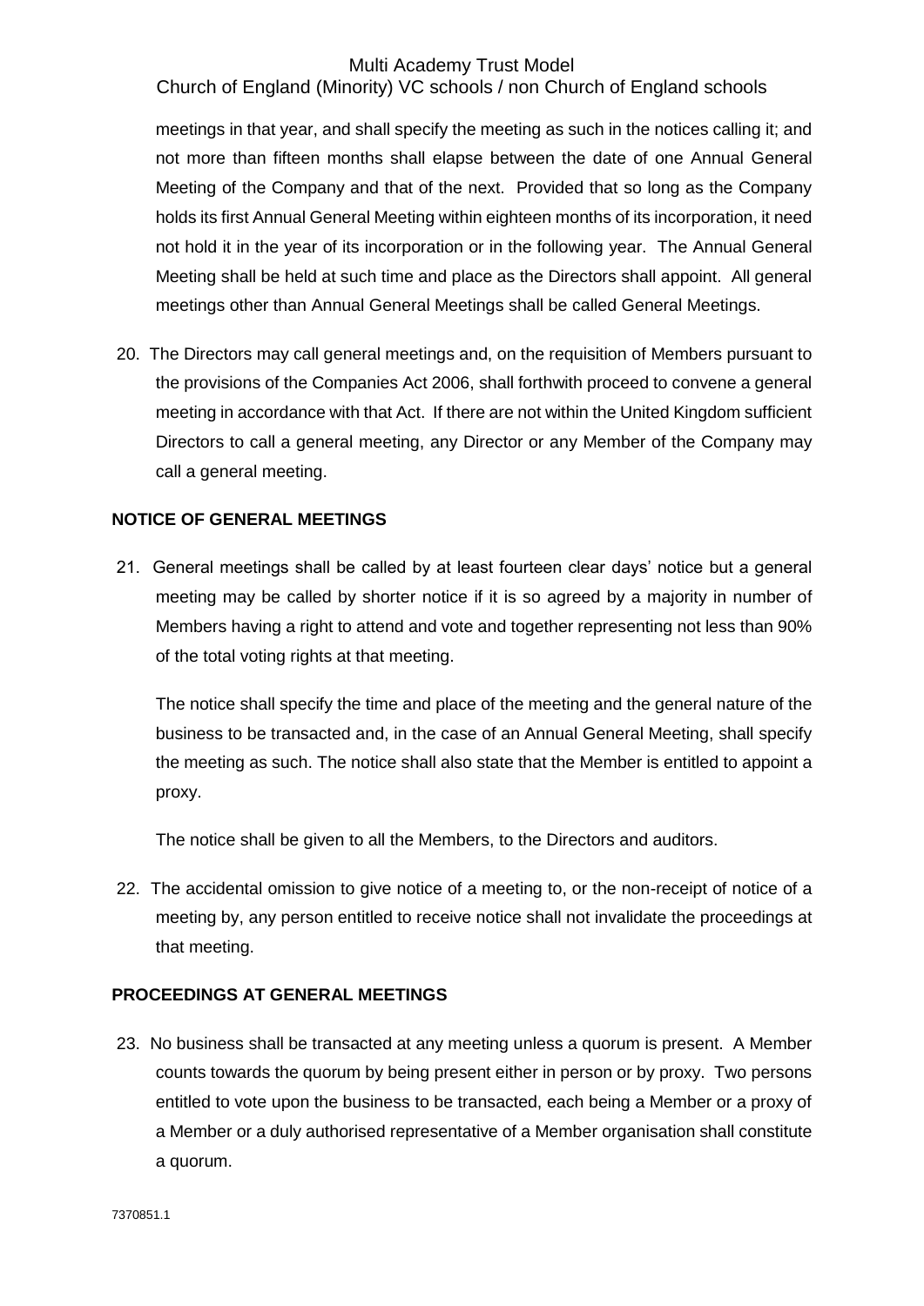meetings in that year, and shall specify the meeting as such in the notices calling it; and not more than fifteen months shall elapse between the date of one Annual General Meeting of the Company and that of the next. Provided that so long as the Company holds its first Annual General Meeting within eighteen months of its incorporation, it need not hold it in the year of its incorporation or in the following year. The Annual General Meeting shall be held at such time and place as the Directors shall appoint. All general meetings other than Annual General Meetings shall be called General Meetings.

20. The Directors may call general meetings and, on the requisition of Members pursuant to the provisions of the Companies Act 2006, shall forthwith proceed to convene a general meeting in accordance with that Act. If there are not within the United Kingdom sufficient Directors to call a general meeting, any Director or any Member of the Company may call a general meeting.

## NOTICE OF GENERAL MEETINGS

21. General meetings shall be called by at least fourteen clear days' notice but a general meeting may be called by shorter notice if it is so agreed by a majority in number of Members having a right to attend and vote and together representing not less than 90% of the total voting rights at that meeting.

    The notice shall specify the time and place of the meeting and the general nature of the business to be transacted and, in the case of an Annual General Meeting, shall specify the meeting as such. The notice shall also state that the Member is entitled to appoint a proxy.

    The notice shall be given to all the Members, to the Directors and auditors.

22. The accidental omission to give notice of a meeting to, or the non-receipt of notice of a meeting by, any person entitled to receive notice shall not invalidate the proceedings at that meeting.

## PROCEEDINGS AT GENERAL MEETINGS

23. No business shall be transacted at any meeting unless a quorum is present. A Member counts towards the quorum by being present either in person or by proxy. Two persons entitled to vote upon the business to be transacted, each being a Member or a proxy of a Member or a duly authorised representative of a Member organisation shall constitute a quorum.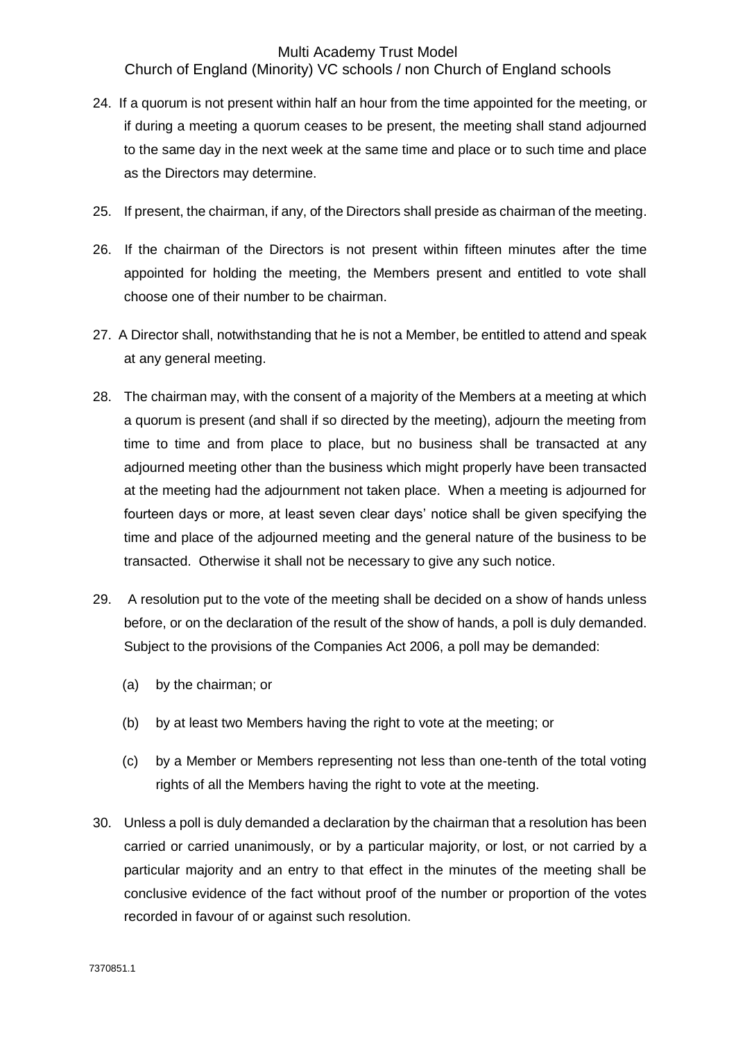24. If a quorum is not present within half an hour from the time appointed for the meeting, or if during a meeting a quorum ceases to be present, the meeting shall stand adjourned to the same day in the next week at the same time and place or to such time and place as the Directors may determine.

25. If present, the chairman, if any, of the Directors shall preside as chairman of the meeting.

26. If the chairman of the Directors is not present within fifteen minutes after the time appointed for holding the meeting, the Members present and entitled to vote shall choose one of their number to be chairman.

27. A Director shall, notwithstanding that he is not a Member, be entitled to attend and speak at any general meeting.

28. The chairman may, with the consent of a majority of the Members at a meeting at which a quorum is present (and shall if so directed by the meeting), adjourn the meeting from time to time and from place to place, but no business shall be transacted at any adjourned meeting other than the business which might properly have been transacted at the meeting had the adjournment not taken place. When a meeting is adjourned for fourteen days or more, at least seven clear days' notice shall be given specifying the time and place of the adjourned meeting and the general nature of the business to be transacted. Otherwise it shall not be necessary to give any such notice.

29. A resolution put to the vote of the meeting shall be decided on a show of hands unless before, or on the declaration of the result of the show of hands, a poll is duly demanded. Subject to the provisions of the Companies Act 2006, a poll may be demanded:

    (a) by the chairman; or

    (b) by at least two Members having the right to vote at the meeting; or

    (c) by a Member or Members representing not less than one-tenth of the total voting rights of all the Members having the right to vote at the meeting.

30. Unless a poll is duly demanded a declaration by the chairman that a resolution has been carried or carried unanimously, or by a particular majority, or lost, or not carried by a particular majority and an entry to that effect in the minutes of the meeting shall be conclusive evidence of the fact without proof of the number or proportion of the votes recorded in favour of or against such resolution.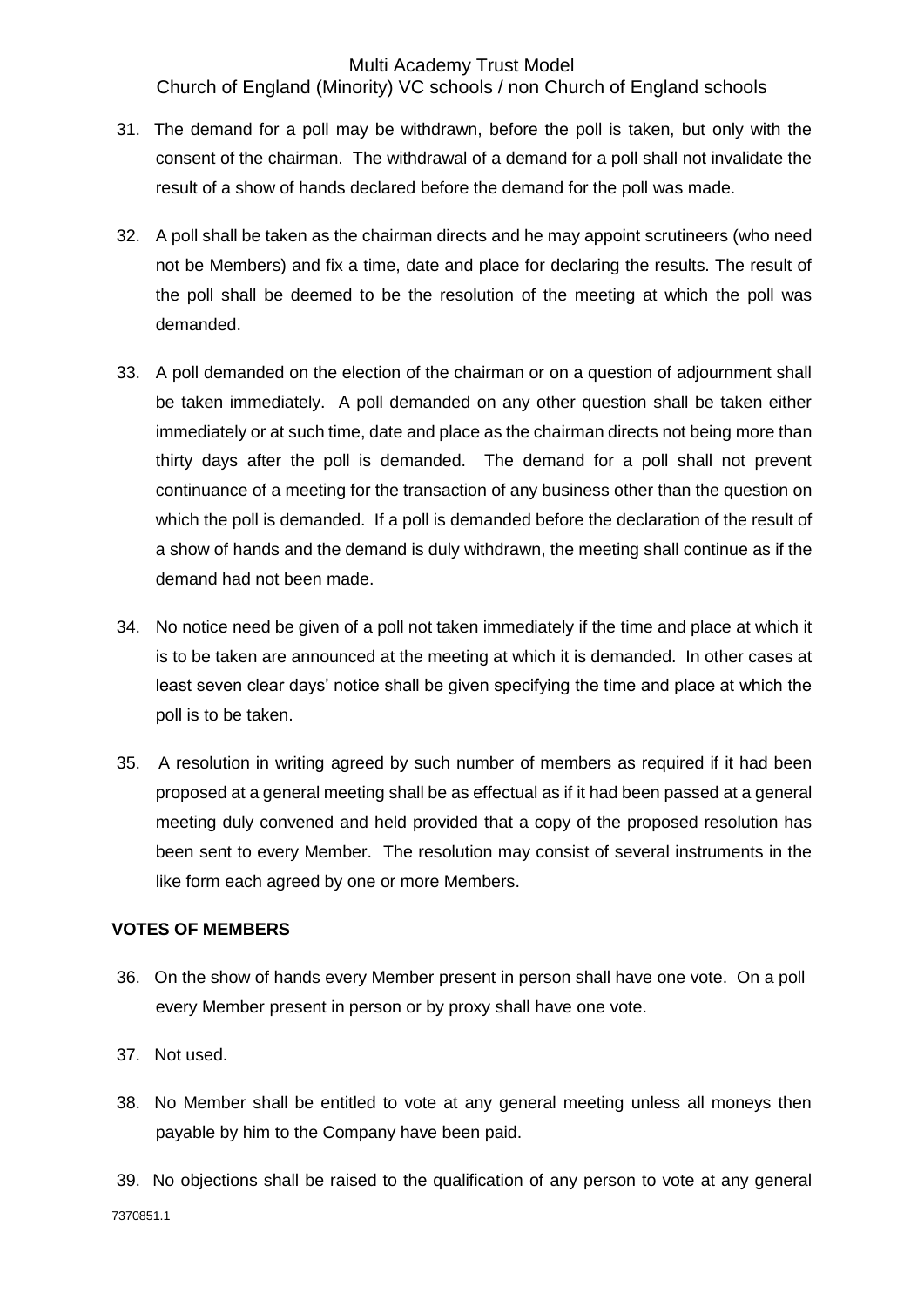31. The demand for a poll may be withdrawn, before the poll is taken, but only with the consent of the chairman. The withdrawal of a demand for a poll shall not invalidate the result of a show of hands declared before the demand for the poll was made.

32. A poll shall be taken as the chairman directs and he may appoint scrutineers (who need not be Members) and fix a time, date and place for declaring the results. The result of the poll shall be deemed to be the resolution of the meeting at which the poll was demanded.

33. A poll demanded on the election of the chairman or on a question of adjournment shall be taken immediately. A poll demanded on any other question shall be taken either immediately or at such time, date and place as the chairman directs not being more than thirty days after the poll is demanded. The demand for a poll shall not prevent continuance of a meeting for the transaction of any business other than the question on which the poll is demanded. If a poll is demanded before the declaration of the result of a show of hands and the demand is duly withdrawn, the meeting shall continue as if the demand had not been made.

34. No notice need be given of a poll not taken immediately if the time and place at which it is to be taken are announced at the meeting at which it is demanded. In other cases at least seven clear days' notice shall be given specifying the time and place at which the poll is to be taken.

35. A resolution in writing agreed by such number of members as required if it had been proposed at a general meeting shall be as effectual as if it had been passed at a general meeting duly convened and held provided that a copy of the proposed resolution has been sent to every Member. The resolution may consist of several instruments in the like form each agreed by one or more Members.

**VOTES OF MEMBERS**

36. On the show of hands every Member present in person shall have one vote. On a poll every Member present in person or by proxy shall have one vote.

37. Not used.

38. No Member shall be entitled to vote at any general meeting unless all moneys then payable by him to the Company have been paid.

39. No objections shall be raised to the qualification of any person to vote at any general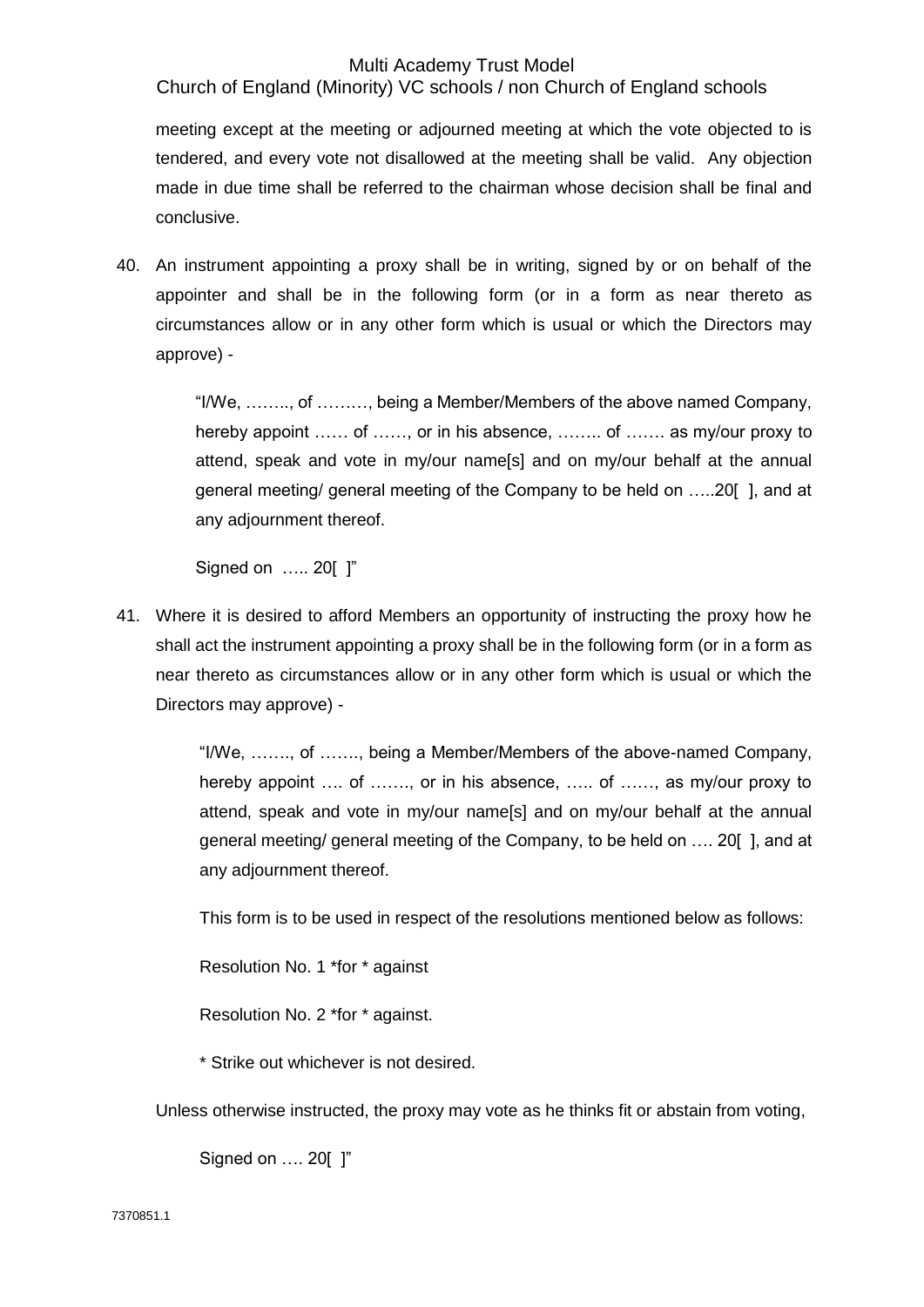meeting except at the meeting or adjourned meeting at which the vote objected to is tendered, and every vote not disallowed at the meeting shall be valid. Any objection made in due time shall be referred to the chairman whose decision shall be final and conclusive.

40. An instrument appointing a proxy shall be in writing, signed by or on behalf of the appointer and shall be in the following form (or in a form as near thereto as circumstances allow or in any other form which is usual or which the Directors may approve) -

    "I/We, …….., of ………, being a Member/Members of the above named Company, hereby appoint …… of ……, or in his absence, …….. of ……. as my/our proxy to attend, speak and vote in my/our name[s] and on my/our behalf at the annual general meeting/ general meeting of the Company to be held on …..20[ ], and at any adjournment thereof.

    Signed on ….. 20[ ]"

41. Where it is desired to afford Members an opportunity of instructing the proxy how he shall act the instrument appointing a proxy shall be in the following form (or in a form as near thereto as circumstances allow or in any other form which is usual or which the Directors may approve) -

    "I/We, ……., of ……., being a Member/Members of the above-named Company, hereby appoint …. of ……., or in his absence, ….. of ……, as my/our proxy to attend, speak and vote in my/our name[s] and on my/our behalf at the annual general meeting/ general meeting of the Company, to be held on …. 20[ ], and at any adjournment thereof.

    This form is to be used in respect of the resolutions mentioned below as follows:

    Resolution No. 1 *for * against

    Resolution No. 2 *for * against.

    * Strike out whichever is not desired.

    Unless otherwise instructed, the proxy may vote as he thinks fit or abstain from voting,

    Signed on …. 20[ ]"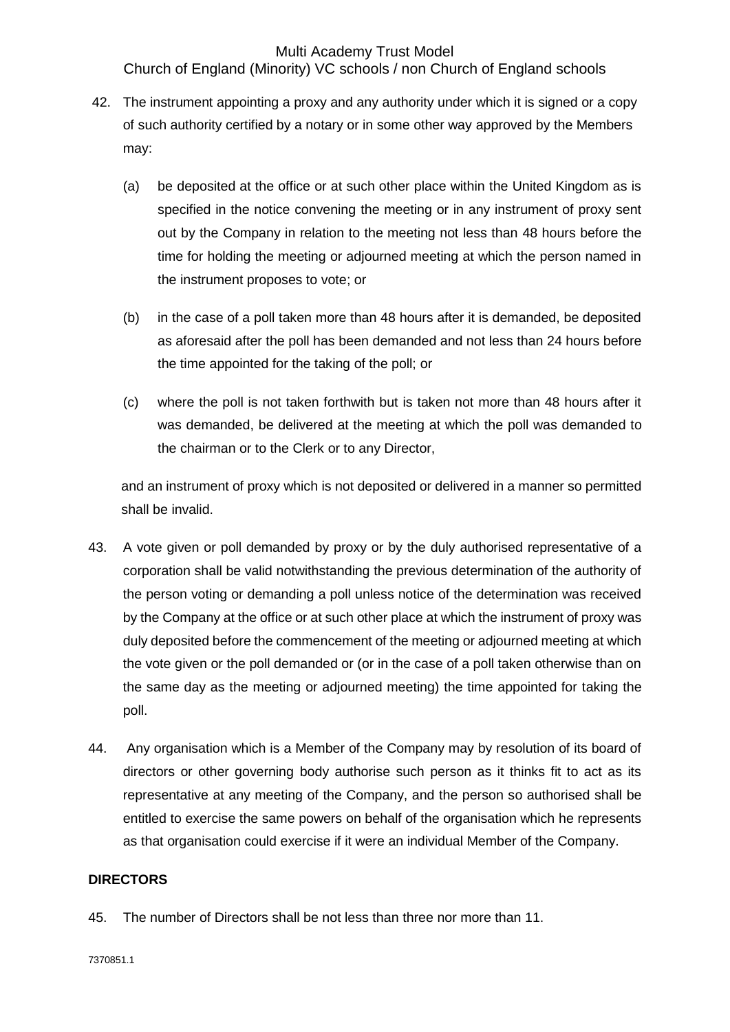42. The instrument appointing a proxy and any authority under which it is signed or a copy of such authority certified by a notary or in some other way approved by the Members may:

    (a) be deposited at the office or at such other place within the United Kingdom as is specified in the notice convening the meeting or in any instrument of proxy sent out by the Company in relation to the meeting not less than 48 hours before the time for holding the meeting or adjourned meeting at which the person named in the instrument proposes to vote; or

    (b) in the case of a poll taken more than 48 hours after it is demanded, be deposited as aforesaid after the poll has been demanded and not less than 24 hours before the time appointed for the taking of the poll; or

    (c) where the poll is not taken forthwith but is taken not more than 48 hours after it was demanded, be delivered at the meeting at which the poll was demanded to the chairman or to the Clerk or to any Director,

    and an instrument of proxy which is not deposited or delivered in a manner so permitted shall be invalid.

43. A vote given or poll demanded by proxy or by the duly authorised representative of a corporation shall be valid notwithstanding the previous determination of the authority of the person voting or demanding a poll unless notice of the determination was received by the Company at the office or at such other place at which the instrument of proxy was duly deposited before the commencement of the meeting or adjourned meeting at which the vote given or the poll demanded or (or in the case of a poll taken otherwise than on the same day as the meeting or adjourned meeting) the time appointed for taking the poll.

44. Any organisation which is a Member of the Company may by resolution of its board of directors or other governing body authorise such person as it thinks fit to act as its representative at any meeting of the Company, and the person so authorised shall be entitled to exercise the same powers on behalf of the organisation which he represents as that organisation could exercise if it were an individual Member of the Company.

**DIRECTORS**

45. The number of Directors shall be not less than three nor more than 11.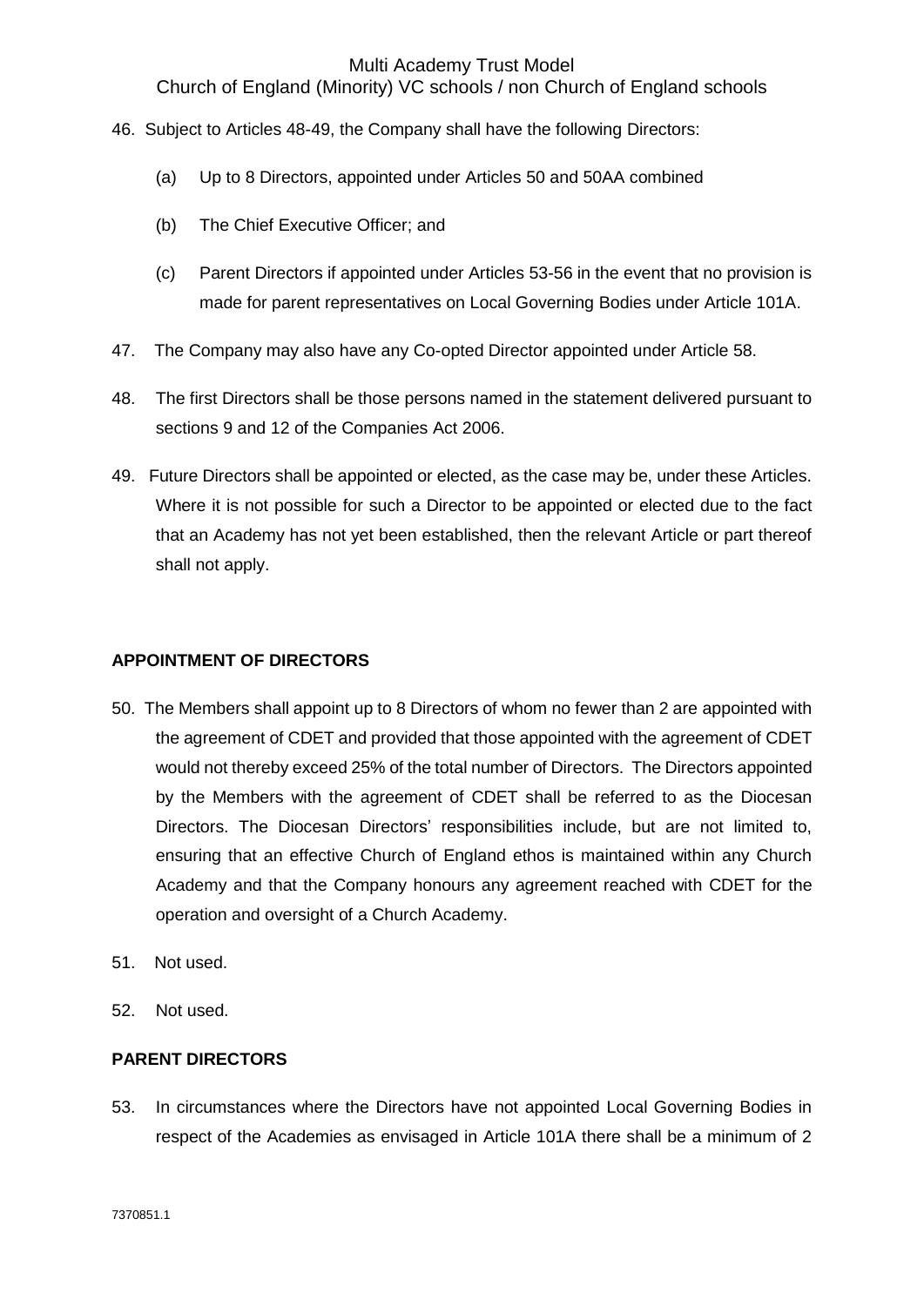46. Subject to Articles 48-49, the Company shall have the following Directors:

    (a) Up to 8 Directors, appointed under Articles 50 and 50AA combined

    (b) The Chief Executive Officer; and

    (c) Parent Directors if appointed under Articles 53-56 in the event that no provision is made for parent representatives on Local Governing Bodies under Article 101A.

47. The Company may also have any Co-opted Director appointed under Article 58.

48. The first Directors shall be those persons named in the statement delivered pursuant to sections 9 and 12 of the Companies Act 2006.

49. Future Directors shall be appointed or elected, as the case may be, under these Articles. Where it is not possible for such a Director to be appointed or elected due to the fact that an Academy has not yet been established, then the relevant Article or part thereof shall not apply.

## APPOINTMENT OF DIRECTORS

50. The Members shall appoint up to 8 Directors of whom no fewer than 2 are appointed with the agreement of CDET and provided that those appointed with the agreement of CDET would not thereby exceed 25% of the total number of Directors. The Directors appointed by the Members with the agreement of CDET shall be referred to as the Diocesan Directors. The Diocesan Directors' responsibilities include, but are not limited to, ensuring that an effective Church of England ethos is maintained within any Church Academy and that the Company honours any agreement reached with CDET for the operation and oversight of a Church Academy.

51. Not used.

52. Not used.

## PARENT DIRECTORS

53. In circumstances where the Directors have not appointed Local Governing Bodies in respect of the Academies as envisaged in Article 101A there shall be a minimum of 2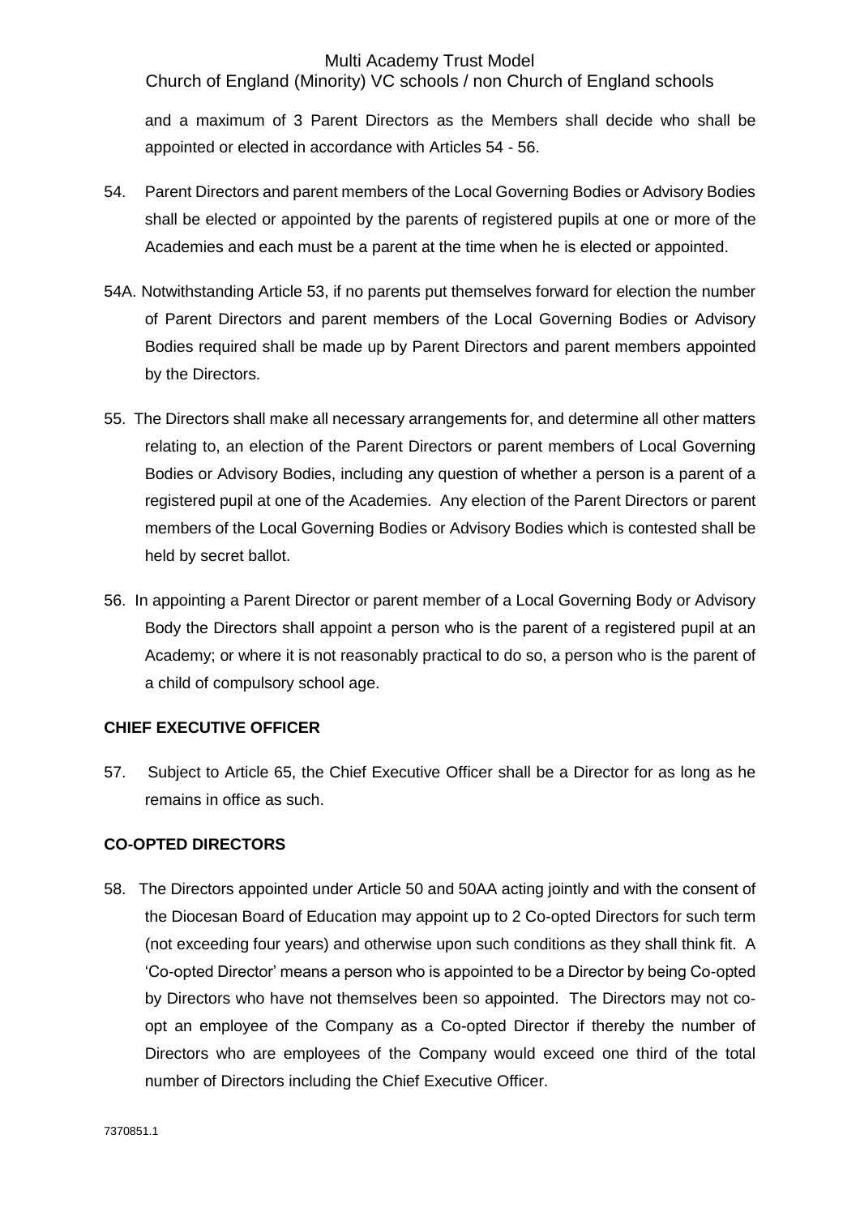and a maximum of 3 Parent Directors as the Members shall decide who shall be appointed or elected in accordance with Articles 54 - 56.

54. Parent Directors and parent members of the Local Governing Bodies or Advisory Bodies shall be elected or appointed by the parents of registered pupils at one or more of the Academies and each must be a parent at the time when he is elected or appointed.

54A. Notwithstanding Article 53, if no parents put themselves forward for election the number of Parent Directors and parent members of the Local Governing Bodies or Advisory Bodies required shall be made up by Parent Directors and parent members appointed by the Directors.

55. The Directors shall make all necessary arrangements for, and determine all other matters relating to, an election of the Parent Directors or parent members of Local Governing Bodies or Advisory Bodies, including any question of whether a person is a parent of a registered pupil at one of the Academies. Any election of the Parent Directors or parent members of the Local Governing Bodies or Advisory Bodies which is contested shall be held by secret ballot.

56. In appointing a Parent Director or parent member of a Local Governing Body or Advisory Body the Directors shall appoint a person who is the parent of a registered pupil at an Academy; or where it is not reasonably practical to do so, a person who is the parent of a child of compulsory school age.

**CHIEF EXECUTIVE OFFICER**

57. Subject to Article 65, the Chief Executive Officer shall be a Director for as long as he remains in office as such.

**CO-OPTED DIRECTORS**

58. The Directors appointed under Article 50 and 50AA acting jointly and with the consent of the Diocesan Board of Education may appoint up to 2 Co-opted Directors for such term (not exceeding four years) and otherwise upon such conditions as they shall think fit. A 'Co-opted Director' means a person who is appointed to be a Director by being Co-opted by Directors who have not themselves been so appointed. The Directors may not co-opt an employee of the Company as a Co-opted Director if thereby the number of Directors who are employees of the Company would exceed one third of the total number of Directors including the Chief Executive Officer.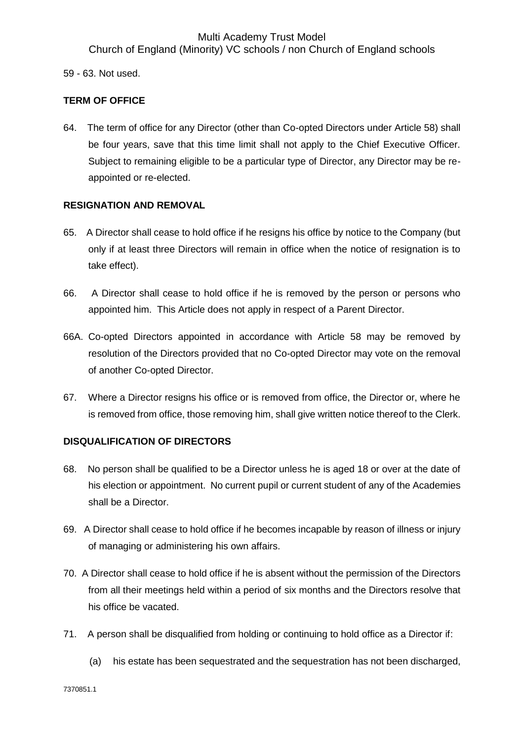59 - 63. Not used.

**TERM OF OFFICE**

64. The term of office for any Director (other than Co-opted Directors under Article 58) shall be four years, save that this time limit shall not apply to the Chief Executive Officer. Subject to remaining eligible to be a particular type of Director, any Director may be re-appointed or re-elected.

**RESIGNATION AND REMOVAL**

65. A Director shall cease to hold office if he resigns his office by notice to the Company (but only if at least three Directors will remain in office when the notice of resignation is to take effect).

66. A Director shall cease to hold office if he is removed by the person or persons who appointed him. This Article does not apply in respect of a Parent Director.

66A. Co-opted Directors appointed in accordance with Article 58 may be removed by resolution of the Directors provided that no Co-opted Director may vote on the removal of another Co-opted Director.

67. Where a Director resigns his office or is removed from office, the Director or, where he is removed from office, those removing him, shall give written notice thereof to the Clerk.

**DISQUALIFICATION OF DIRECTORS**

68. No person shall be qualified to be a Director unless he is aged 18 or over at the date of his election or appointment. No current pupil or current student of any of the Academies shall be a Director.

69. A Director shall cease to hold office if he becomes incapable by reason of illness or injury of managing or administering his own affairs.

70. A Director shall cease to hold office if he is absent without the permission of the Directors from all their meetings held within a period of six months and the Directors resolve that his office be vacated.

71. A person shall be disqualified from holding or continuing to hold office as a Director if:

   (a) his estate has been sequestrated and the sequestration has not been discharged,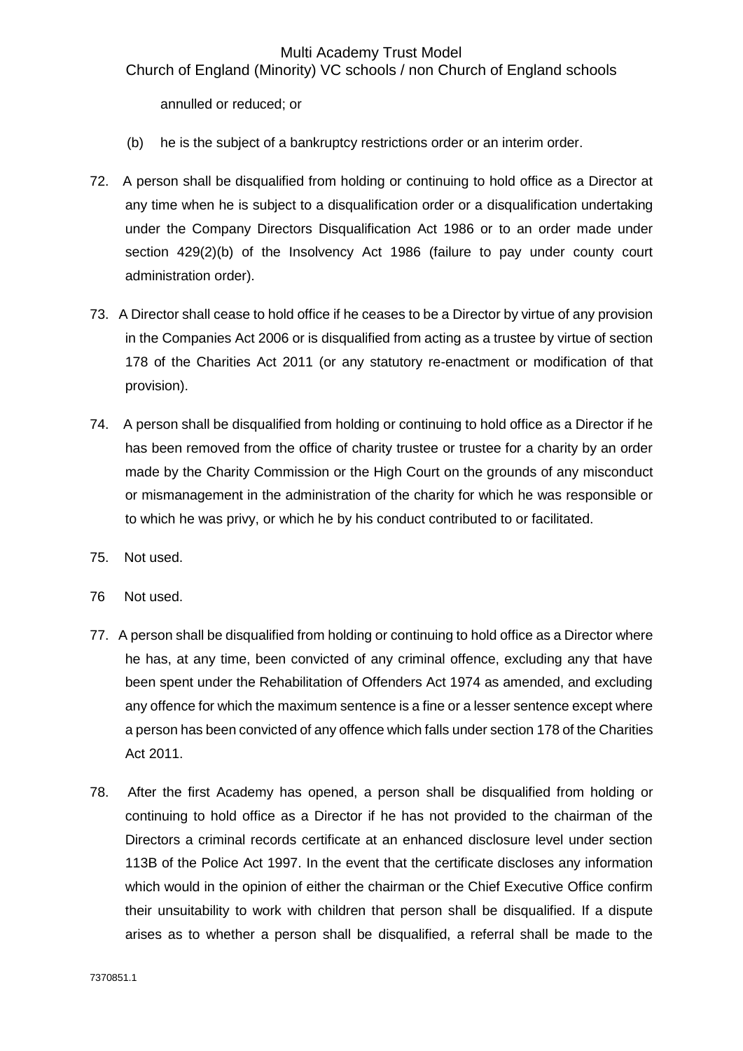annulled or reduced; or

(b) he is the subject of a bankruptcy restrictions order or an interim order.

72. A person shall be disqualified from holding or continuing to hold office as a Director at any time when he is subject to a disqualification order or a disqualification undertaking under the Company Directors Disqualification Act 1986 or to an order made under section 429(2)(b) of the Insolvency Act 1986 (failure to pay under county court administration order).

73. A Director shall cease to hold office if he ceases to be a Director by virtue of any provision in the Companies Act 2006 or is disqualified from acting as a trustee by virtue of section 178 of the Charities Act 2011 (or any statutory re-enactment or modification of that provision).

74. A person shall be disqualified from holding or continuing to hold office as a Director if he has been removed from the office of charity trustee or trustee for a charity by an order made by the Charity Commission or the High Court on the grounds of any misconduct or mismanagement in the administration of the charity for which he was responsible or to which he was privy, or which he by his conduct contributed to or facilitated.

75. Not used.

76 Not used.

77. A person shall be disqualified from holding or continuing to hold office as a Director where he has, at any time, been convicted of any criminal offence, excluding any that have been spent under the Rehabilitation of Offenders Act 1974 as amended, and excluding any offence for which the maximum sentence is a fine or a lesser sentence except where a person has been convicted of any offence which falls under section 178 of the Charities Act 2011.

78. After the first Academy has opened, a person shall be disqualified from holding or continuing to hold office as a Director if he has not provided to the chairman of the Directors a criminal records certificate at an enhanced disclosure level under section 113B of the Police Act 1997. In the event that the certificate discloses any information which would in the opinion of either the chairman or the Chief Executive Office confirm their unsuitability to work with children that person shall be disqualified. If a dispute arises as to whether a person shall be disqualified, a referral shall be made to the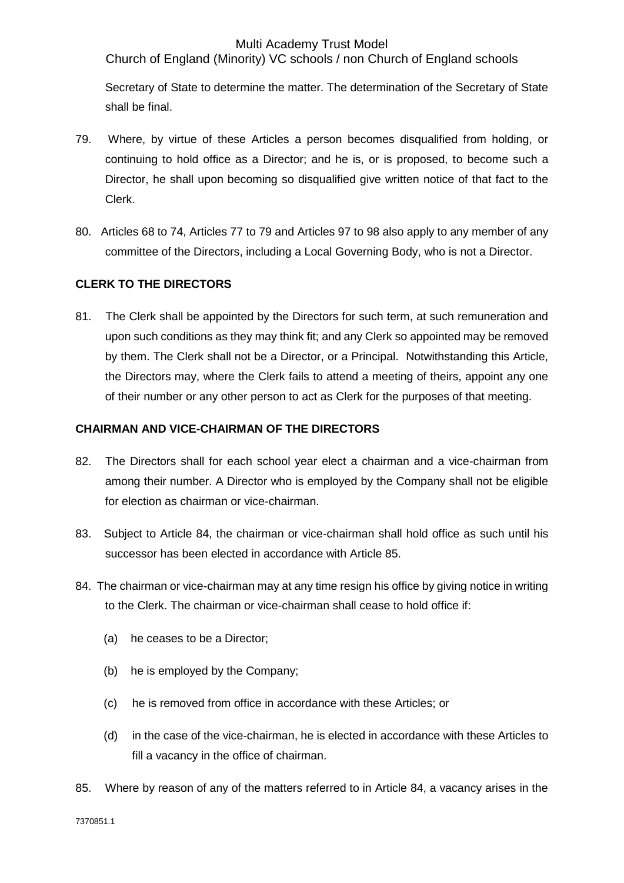Secretary of State to determine the matter. The determination of the Secretary of State shall be final.

79. Where, by virtue of these Articles a person becomes disqualified from holding, or continuing to hold office as a Director; and he is, or is proposed, to become such a Director, he shall upon becoming so disqualified give written notice of that fact to the Clerk.

80. Articles 68 to 74, Articles 77 to 79 and Articles 97 to 98 also apply to any member of any committee of the Directors, including a Local Governing Body, who is not a Director.

**CLERK TO THE DIRECTORS**

81. The Clerk shall be appointed by the Directors for such term, at such remuneration and upon such conditions as they may think fit; and any Clerk so appointed may be removed by them. The Clerk shall not be a Director, or a Principal. Notwithstanding this Article, the Directors may, where the Clerk fails to attend a meeting of theirs, appoint any one of their number or any other person to act as Clerk for the purposes of that meeting.

**CHAIRMAN AND VICE-CHAIRMAN OF THE DIRECTORS**

82. The Directors shall for each school year elect a chairman and a vice-chairman from among their number. A Director who is employed by the Company shall not be eligible for election as chairman or vice-chairman.

83. Subject to Article 84, the chairman or vice-chairman shall hold office as such until his successor has been elected in accordance with Article 85.

84. The chairman or vice-chairman may at any time resign his office by giving notice in writing to the Clerk. The chairman or vice-chairman shall cease to hold office if:

    (a) he ceases to be a Director;

    (b) he is employed by the Company;

    (c) he is removed from office in accordance with these Articles; or

    (d) in the case of the vice-chairman, he is elected in accordance with these Articles to fill a vacancy in the office of chairman.

85. Where by reason of any of the matters referred to in Article 84, a vacancy arises in the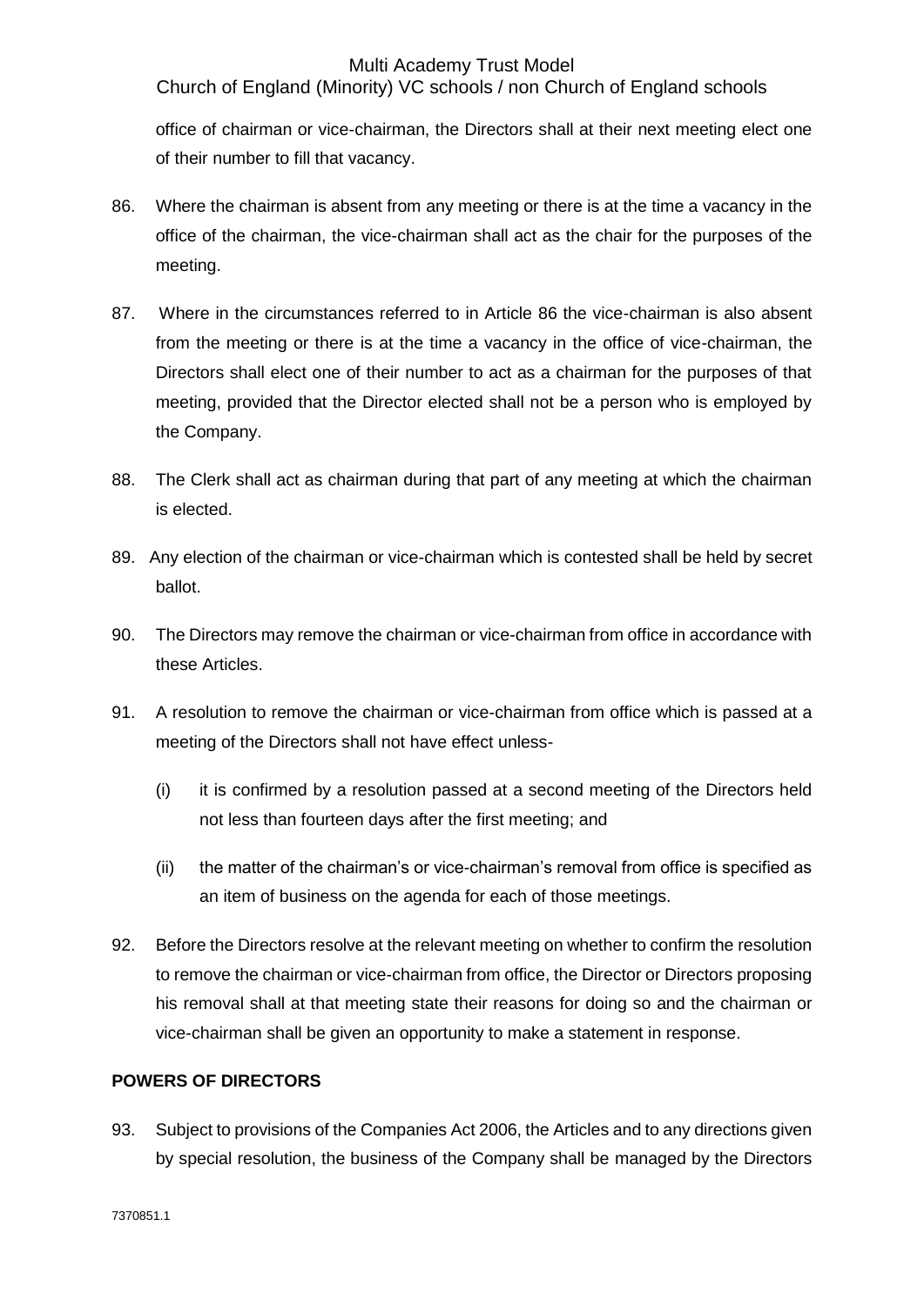office of chairman or vice-chairman, the Directors shall at their next meeting elect one of their number to fill that vacancy.

86. Where the chairman is absent from any meeting or there is at the time a vacancy in the office of the chairman, the vice-chairman shall act as the chair for the purposes of the meeting.

87. Where in the circumstances referred to in Article 86 the vice-chairman is also absent from the meeting or there is at the time a vacancy in the office of vice-chairman, the Directors shall elect one of their number to act as a chairman for the purposes of that meeting, provided that the Director elected shall not be a person who is employed by the Company.

88. The Clerk shall act as chairman during that part of any meeting at which the chairman is elected.

89. Any election of the chairman or vice-chairman which is contested shall be held by secret ballot.

90. The Directors may remove the chairman or vice-chairman from office in accordance with these Articles.

91. A resolution to remove the chairman or vice-chairman from office which is passed at a meeting of the Directors shall not have effect unless-

    (i) it is confirmed by a resolution passed at a second meeting of the Directors held not less than fourteen days after the first meeting; and

    (ii) the matter of the chairman's or vice-chairman's removal from office is specified as an item of business on the agenda for each of those meetings.

92. Before the Directors resolve at the relevant meeting on whether to confirm the resolution to remove the chairman or vice-chairman from office, the Director or Directors proposing his removal shall at that meeting state their reasons for doing so and the chairman or vice-chairman shall be given an opportunity to make a statement in response.

**POWERS OF DIRECTORS**

93. Subject to provisions of the Companies Act 2006, the Articles and to any directions given by special resolution, the business of the Company shall be managed by the Directors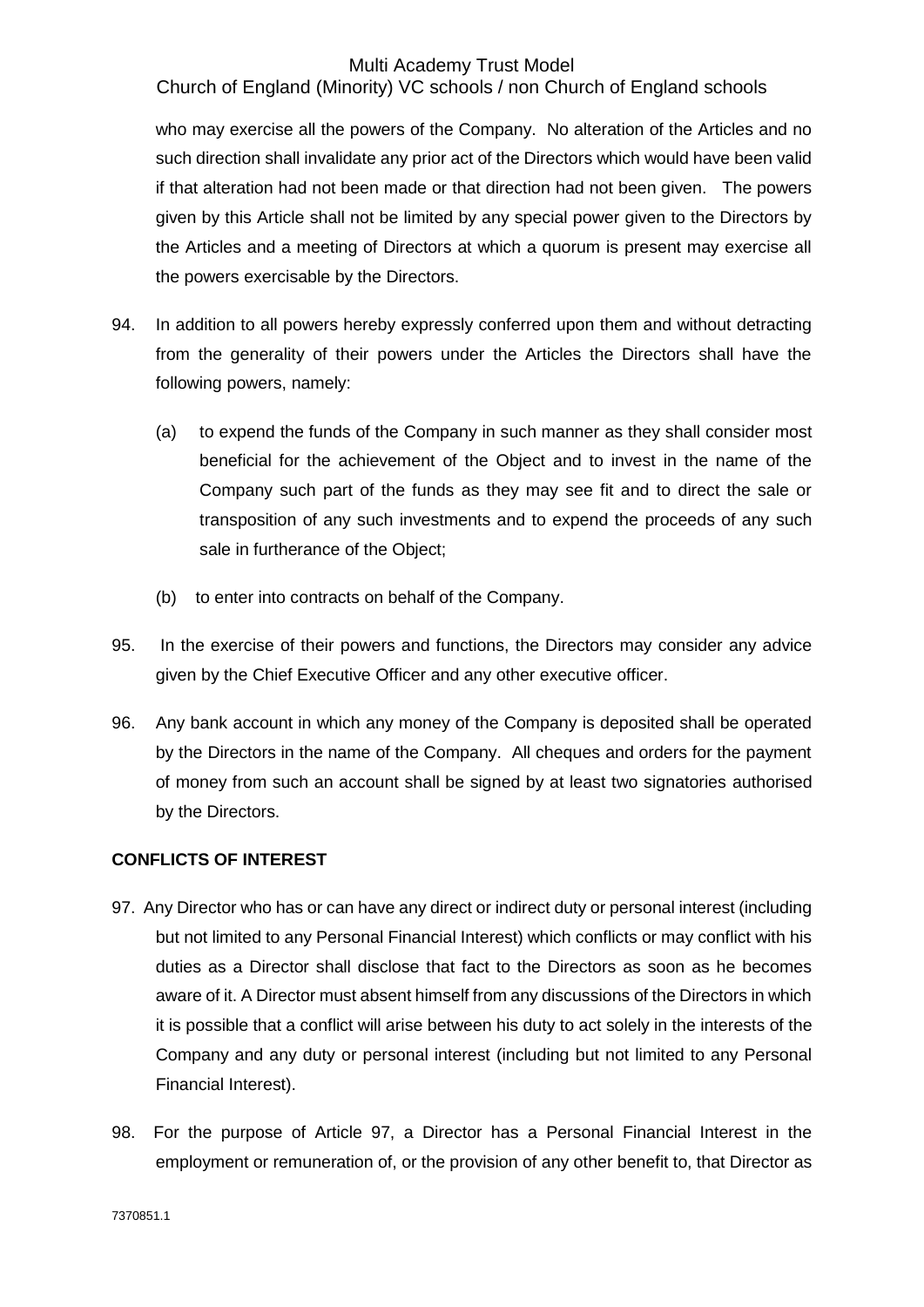who may exercise all the powers of the Company. No alteration of the Articles and no such direction shall invalidate any prior act of the Directors which would have been valid if that alteration had not been made or that direction had not been given. The powers given by this Article shall not be limited by any special power given to the Directors by the Articles and a meeting of Directors at which a quorum is present may exercise all the powers exercisable by the Directors.

94. In addition to all powers hereby expressly conferred upon them and without detracting from the generality of their powers under the Articles the Directors shall have the following powers, namely:

    (a) to expend the funds of the Company in such manner as they shall consider most beneficial for the achievement of the Object and to invest in the name of the Company such part of the funds as they may see fit and to direct the sale or transposition of any such investments and to expend the proceeds of any such sale in furtherance of the Object;

    (b) to enter into contracts on behalf of the Company.

95. In the exercise of their powers and functions, the Directors may consider any advice given by the Chief Executive Officer and any other executive officer.

96. Any bank account in which any money of the Company is deposited shall be operated by the Directors in the name of the Company. All cheques and orders for the payment of money from such an account shall be signed by at least two signatories authorised by the Directors.

**CONFLICTS OF INTEREST**

97. Any Director who has or can have any direct or indirect duty or personal interest (including but not limited to any Personal Financial Interest) which conflicts or may conflict with his duties as a Director shall disclose that fact to the Directors as soon as he becomes aware of it. A Director must absent himself from any discussions of the Directors in which it is possible that a conflict will arise between his duty to act solely in the interests of the Company and any duty or personal interest (including but not limited to any Personal Financial Interest).

98. For the purpose of Article 97, a Director has a Personal Financial Interest in the employment or remuneration of, or the provision of any other benefit to, that Director as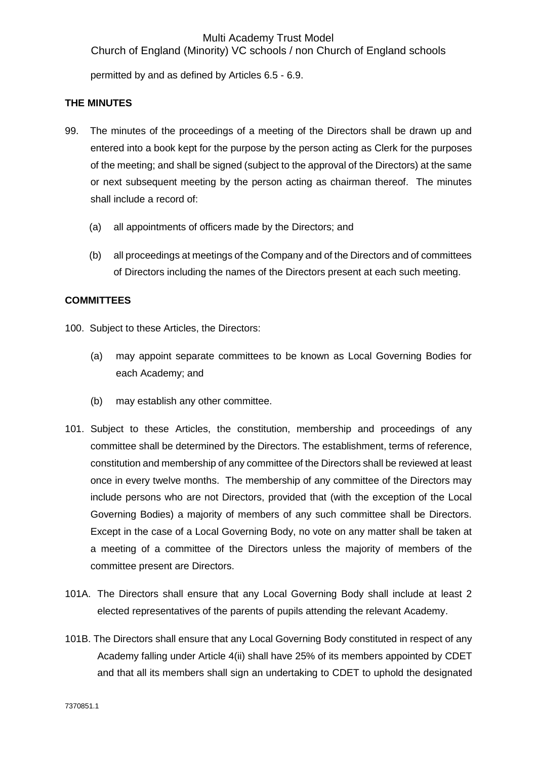permitted by and as defined by Articles 6.5 - 6.9.

**THE MINUTES**

99. The minutes of the proceedings of a meeting of the Directors shall be drawn up and entered into a book kept for the purpose by the person acting as Clerk for the purposes of the meeting; and shall be signed (subject to the approval of the Directors) at the same or next subsequent meeting by the person acting as chairman thereof. The minutes shall include a record of:

   (a) all appointments of officers made by the Directors; and

   (b) all proceedings at meetings of the Company and of the Directors and of committees of Directors including the names of the Directors present at each such meeting.

**COMMITTEES**

100. Subject to these Articles, the Directors:

   (a) may appoint separate committees to be known as Local Governing Bodies for each Academy; and

   (b) may establish any other committee.

101. Subject to these Articles, the constitution, membership and proceedings of any committee shall be determined by the Directors. The establishment, terms of reference, constitution and membership of any committee of the Directors shall be reviewed at least once in every twelve months. The membership of any committee of the Directors may include persons who are not Directors, provided that (with the exception of the Local Governing Bodies) a majority of members of any such committee shall be Directors. Except in the case of a Local Governing Body, no vote on any matter shall be taken at a meeting of a committee of the Directors unless the majority of members of the committee present are Directors.

101A. The Directors shall ensure that any Local Governing Body shall include at least 2 elected representatives of the parents of pupils attending the relevant Academy.

101B. The Directors shall ensure that any Local Governing Body constituted in respect of any Academy falling under Article 4(ii) shall have 25% of its members appointed by CDET and that all its members shall sign an undertaking to CDET to uphold the designated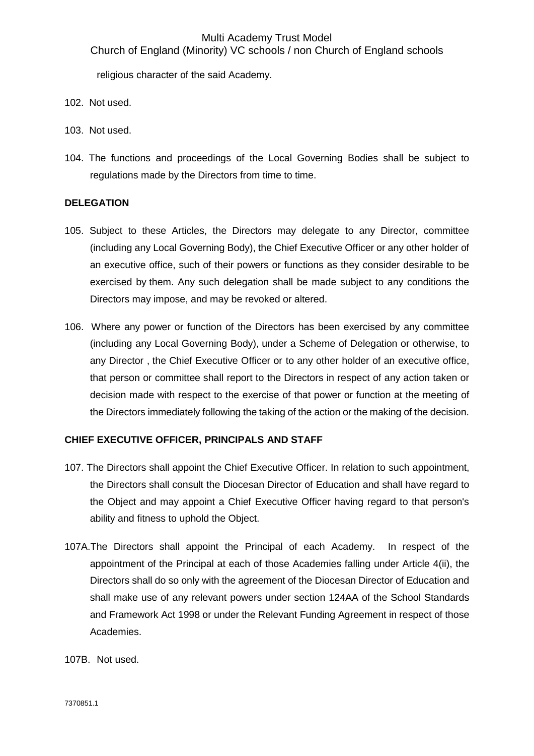religious character of the said Academy.

102. Not used.

103. Not used.

104. The functions and proceedings of the Local Governing Bodies shall be subject to regulations made by the Directors from time to time.

**DELEGATION**

105. Subject to these Articles, the Directors may delegate to any Director, committee (including any Local Governing Body), the Chief Executive Officer or any other holder of an executive office, such of their powers or functions as they consider desirable to be exercised by them. Any such delegation shall be made subject to any conditions the Directors may impose, and may be revoked or altered.

106. Where any power or function of the Directors has been exercised by any committee (including any Local Governing Body), under a Scheme of Delegation or otherwise, to any Director , the Chief Executive Officer or to any other holder of an executive office, that person or committee shall report to the Directors in respect of any action taken or decision made with respect to the exercise of that power or function at the meeting of the Directors immediately following the taking of the action or the making of the decision.

**CHIEF EXECUTIVE OFFICER, PRINCIPALS AND STAFF**

107. The Directors shall appoint the Chief Executive Officer. In relation to such appointment, the Directors shall consult the Diocesan Director of Education and shall have regard to the Object and may appoint a Chief Executive Officer having regard to that person's ability and fitness to uphold the Object.

107A. The Directors shall appoint the Principal of each Academy. In respect of the appointment of the Principal at each of those Academies falling under Article 4(ii), the Directors shall do so only with the agreement of the Diocesan Director of Education and shall make use of any relevant powers under section 124AA of the School Standards and Framework Act 1998 or under the Relevant Funding Agreement in respect of those Academies.

107B. Not used.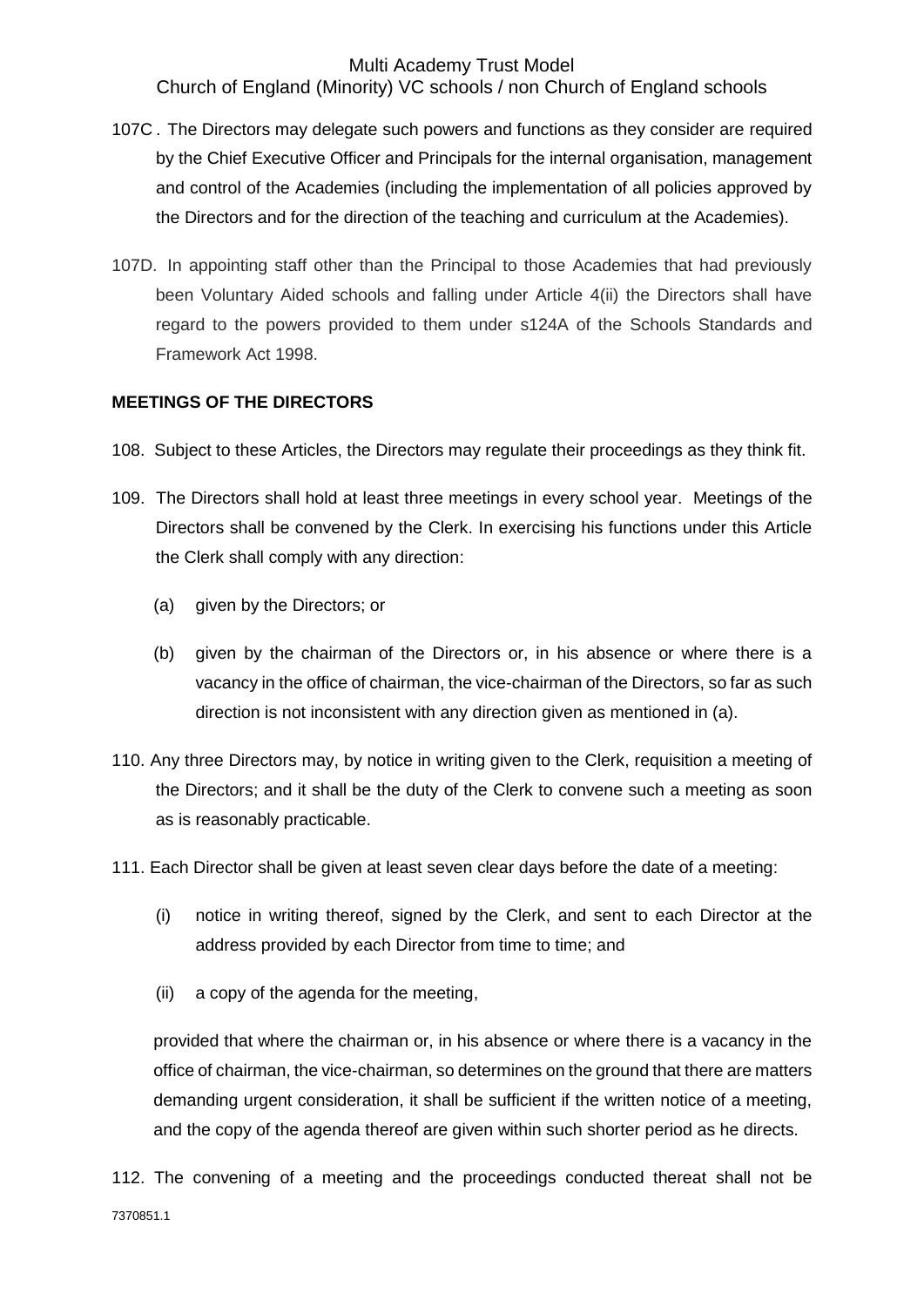107C. The Directors may delegate such powers and functions as they consider are required by the Chief Executive Officer and Principals for the internal organisation, management and control of the Academies (including the implementation of all policies approved by the Directors and for the direction of the teaching and curriculum at the Academies).

107D. In appointing staff other than the Principal to those Academies that had previously been Voluntary Aided schools and falling under Article 4(ii) the Directors shall have regard to the powers provided to them under s124A of the Schools Standards and Framework Act 1998.

**MEETINGS OF THE DIRECTORS**

108. Subject to these Articles, the Directors may regulate their proceedings as they think fit.

109. The Directors shall hold at least three meetings in every school year. Meetings of the Directors shall be convened by the Clerk. In exercising his functions under this Article the Clerk shall comply with any direction:

   (a) given by the Directors; or

   (b) given by the chairman of the Directors or, in his absence or where there is a vacancy in the office of chairman, the vice-chairman of the Directors, so far as such direction is not inconsistent with any direction given as mentioned in (a).

110. Any three Directors may, by notice in writing given to the Clerk, requisition a meeting of the Directors; and it shall be the duty of the Clerk to convene such a meeting as soon as is reasonably practicable.

111. Each Director shall be given at least seven clear days before the date of a meeting:

   (i) notice in writing thereof, signed by the Clerk, and sent to each Director at the address provided by each Director from time to time; and

   (ii) a copy of the agenda for the meeting,

   provided that where the chairman or, in his absence or where there is a vacancy in the office of chairman, the vice-chairman, so determines on the ground that there are matters demanding urgent consideration, it shall be sufficient if the written notice of a meeting, and the copy of the agenda thereof are given within such shorter period as he directs.

112. The convening of a meeting and the proceedings conducted thereat shall not be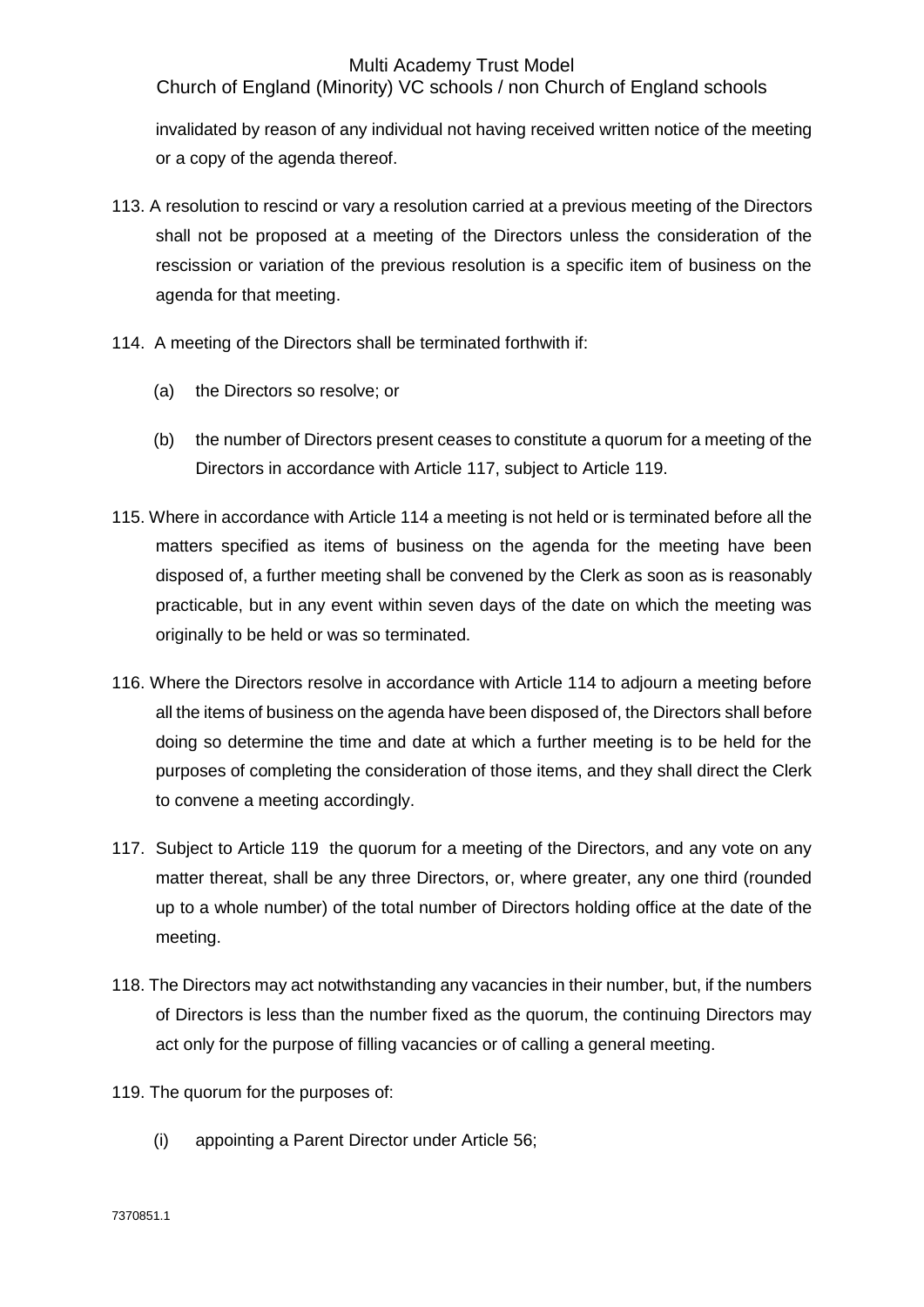invalidated by reason of any individual not having received written notice of the meeting or a copy of the agenda thereof.

113. A resolution to rescind or vary a resolution carried at a previous meeting of the Directors shall not be proposed at a meeting of the Directors unless the consideration of the rescission or variation of the previous resolution is a specific item of business on the agenda for that meeting.

114. A meeting of the Directors shall be terminated forthwith if:

    (a) the Directors so resolve; or

    (b) the number of Directors present ceases to constitute a quorum for a meeting of the Directors in accordance with Article 117, subject to Article 119.

115. Where in accordance with Article 114 a meeting is not held or is terminated before all the matters specified as items of business on the agenda for the meeting have been disposed of, a further meeting shall be convened by the Clerk as soon as is reasonably practicable, but in any event within seven days of the date on which the meeting was originally to be held or was so terminated.

116. Where the Directors resolve in accordance with Article 114 to adjourn a meeting before all the items of business on the agenda have been disposed of, the Directors shall before doing so determine the time and date at which a further meeting is to be held for the purposes of completing the consideration of those items, and they shall direct the Clerk to convene a meeting accordingly.

117. Subject to Article 119 the quorum for a meeting of the Directors, and any vote on any matter thereat, shall be any three Directors, or, where greater, any one third (rounded up to a whole number) of the total number of Directors holding office at the date of the meeting.

118. The Directors may act notwithstanding any vacancies in their number, but, if the numbers of Directors is less than the number fixed as the quorum, the continuing Directors may act only for the purpose of filling vacancies or of calling a general meeting.

119. The quorum for the purposes of:

    (i) appointing a Parent Director under Article 56;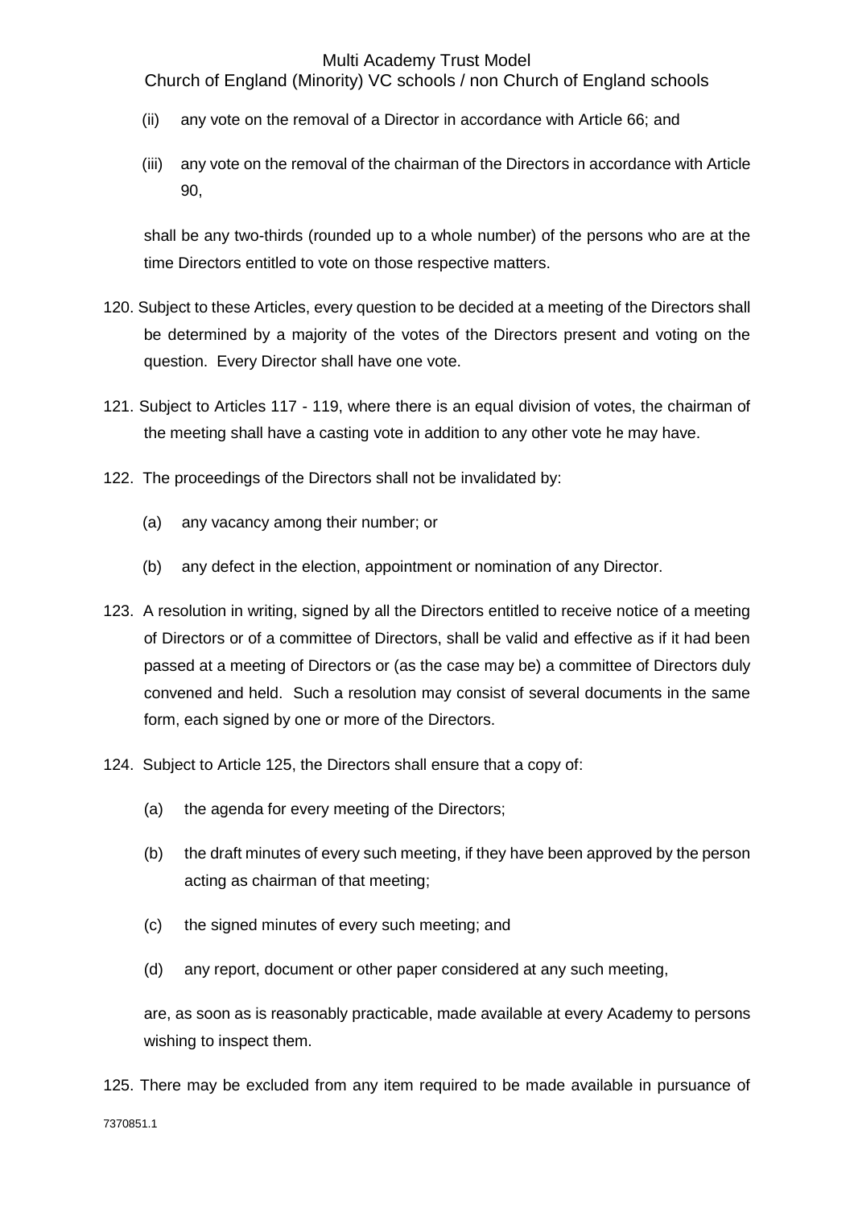(ii) any vote on the removal of a Director in accordance with Article 66; and

(iii) any vote on the removal of the chairman of the Directors in accordance with Article 90,

shall be any two-thirds (rounded up to a whole number) of the persons who are at the time Directors entitled to vote on those respective matters.

120. Subject to these Articles, every question to be decided at a meeting of the Directors shall be determined by a majority of the votes of the Directors present and voting on the question. Every Director shall have one vote.

121. Subject to Articles 117 - 119, where there is an equal division of votes, the chairman of the meeting shall have a casting vote in addition to any other vote he may have.

122. The proceedings of the Directors shall not be invalidated by:

(a) any vacancy among their number; or

(b) any defect in the election, appointment or nomination of any Director.

123. A resolution in writing, signed by all the Directors entitled to receive notice of a meeting of Directors or of a committee of Directors, shall be valid and effective as if it had been passed at a meeting of Directors or (as the case may be) a committee of Directors duly convened and held. Such a resolution may consist of several documents in the same form, each signed by one or more of the Directors.

124. Subject to Article 125, the Directors shall ensure that a copy of:

(a) the agenda for every meeting of the Directors;

(b) the draft minutes of every such meeting, if they have been approved by the person acting as chairman of that meeting;

(c) the signed minutes of every such meeting; and

(d) any report, document or other paper considered at any such meeting,

are, as soon as is reasonably practicable, made available at every Academy to persons wishing to inspect them.

125. There may be excluded from any item required to be made available in pursuance of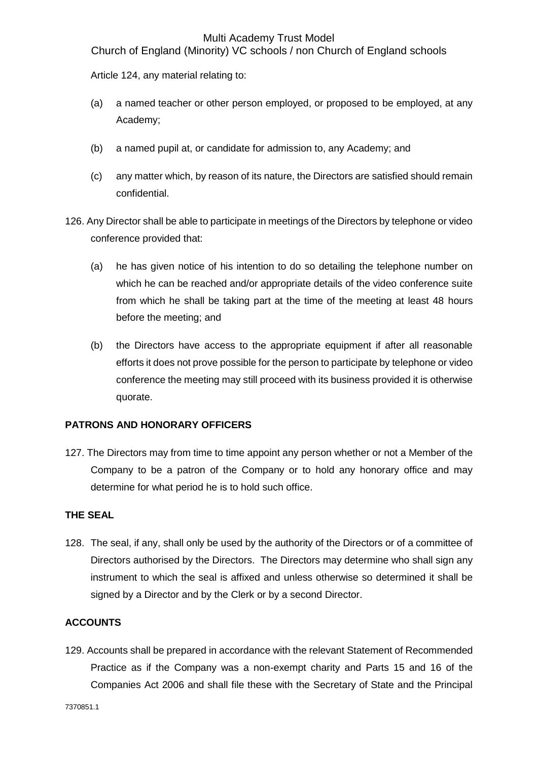Article 124, any material relating to:

(a) a named teacher or other person employed, or proposed to be employed, at any Academy;

(b) a named pupil at, or candidate for admission to, any Academy; and

(c) any matter which, by reason of its nature, the Directors are satisfied should remain confidential.

126. Any Director shall be able to participate in meetings of the Directors by telephone or video conference provided that:

(a) he has given notice of his intention to do so detailing the telephone number on which he can be reached and/or appropriate details of the video conference suite from which he shall be taking part at the time of the meeting at least 48 hours before the meeting; and

(b) the Directors have access to the appropriate equipment if after all reasonable efforts it does not prove possible for the person to participate by telephone or video conference the meeting may still proceed with its business provided it is otherwise quorate.

**PATRONS AND HONORARY OFFICERS**

127. The Directors may from time to time appoint any person whether or not a Member of the Company to be a patron of the Company or to hold any honorary office and may determine for what period he is to hold such office.

**THE SEAL**

128. The seal, if any, shall only be used by the authority of the Directors or of a committee of Directors authorised by the Directors. The Directors may determine who shall sign any instrument to which the seal is affixed and unless otherwise so determined it shall be signed by a Director and by the Clerk or by a second Director.

**ACCOUNTS**

129. Accounts shall be prepared in accordance with the relevant Statement of Recommended Practice as if the Company was a non-exempt charity and Parts 15 and 16 of the Companies Act 2006 and shall file these with the Secretary of State and the Principal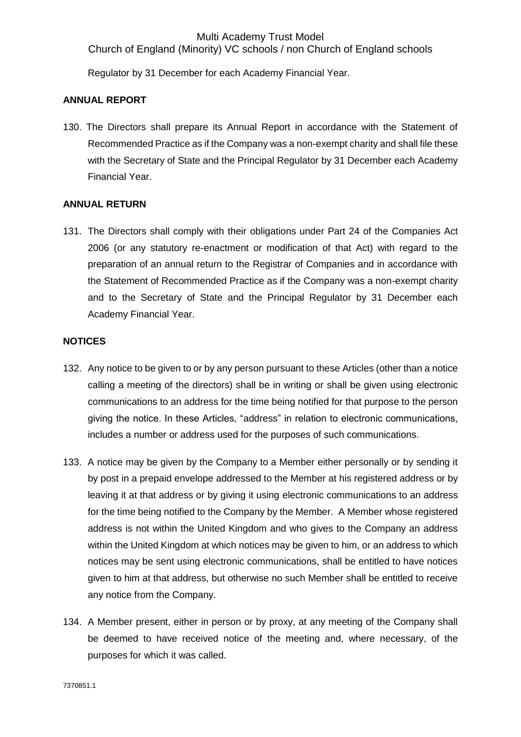Regulator by 31 December for each Academy Financial Year.

**ANNUAL REPORT**

130. The Directors shall prepare its Annual Report in accordance with the Statement of Recommended Practice as if the Company was a non-exempt charity and shall file these with the Secretary of State and the Principal Regulator by 31 December each Academy Financial Year.

**ANNUAL RETURN**

131. The Directors shall comply with their obligations under Part 24 of the Companies Act 2006 (or any statutory re-enactment or modification of that Act) with regard to the preparation of an annual return to the Registrar of Companies and in accordance with the Statement of Recommended Practice as if the Company was a non-exempt charity and to the Secretary of State and the Principal Regulator by 31 December each Academy Financial Year.

**NOTICES**

132. Any notice to be given to or by any person pursuant to these Articles (other than a notice calling a meeting of the directors) shall be in writing or shall be given using electronic communications to an address for the time being notified for that purpose to the person giving the notice. In these Articles, "address" in relation to electronic communications, includes a number or address used for the purposes of such communications.

133. A notice may be given by the Company to a Member either personally or by sending it by post in a prepaid envelope addressed to the Member at his registered address or by leaving it at that address or by giving it using electronic communications to an address for the time being notified to the Company by the Member. A Member whose registered address is not within the United Kingdom and who gives to the Company an address within the United Kingdom at which notices may be given to him, or an address to which notices may be sent using electronic communications, shall be entitled to have notices given to him at that address, but otherwise no such Member shall be entitled to receive any notice from the Company.

134. A Member present, either in person or by proxy, at any meeting of the Company shall be deemed to have received notice of the meeting and, where necessary, of the purposes for which it was called.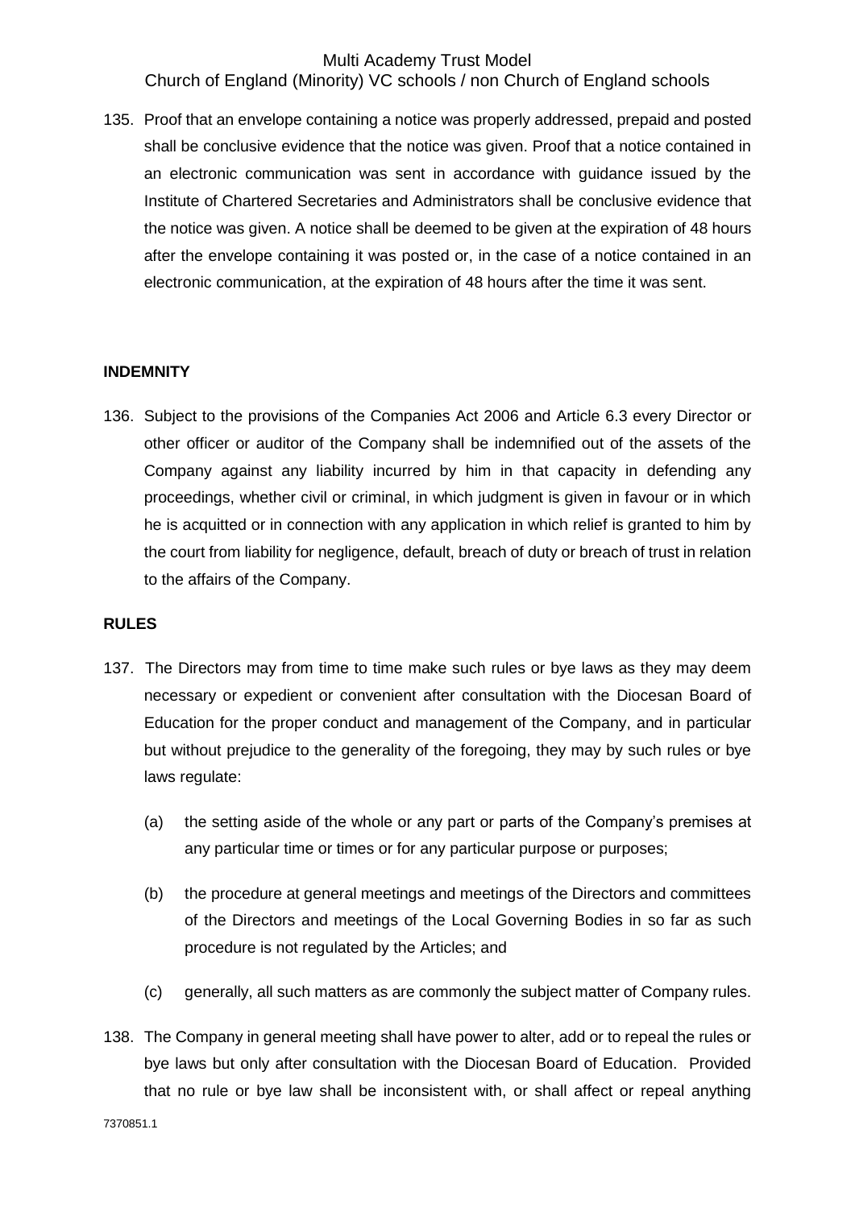135. Proof that an envelope containing a notice was properly addressed, prepaid and posted shall be conclusive evidence that the notice was given. Proof that a notice contained in an electronic communication was sent in accordance with guidance issued by the Institute of Chartered Secretaries and Administrators shall be conclusive evidence that the notice was given. A notice shall be deemed to be given at the expiration of 48 hours after the envelope containing it was posted or, in the case of a notice contained in an electronic communication, at the expiration of 48 hours after the time it was sent.

**INDEMNITY**

136. Subject to the provisions of the Companies Act 2006 and Article 6.3 every Director or other officer or auditor of the Company shall be indemnified out of the assets of the Company against any liability incurred by him in that capacity in defending any proceedings, whether civil or criminal, in which judgment is given in favour or in which he is acquitted or in connection with any application in which relief is granted to him by the court from liability for negligence, default, breach of duty or breach of trust in relation to the affairs of the Company.

**RULES**

137. The Directors may from time to time make such rules or bye laws as they may deem necessary or expedient or convenient after consultation with the Diocesan Board of Education for the proper conduct and management of the Company, and in particular but without prejudice to the generality of the foregoing, they may by such rules or bye laws regulate:

    (a) the setting aside of the whole or any part or parts of the Company's premises at any particular time or times or for any particular purpose or purposes;

    (b) the procedure at general meetings and meetings of the Directors and committees of the Directors and meetings of the Local Governing Bodies in so far as such procedure is not regulated by the Articles; and

    (c) generally, all such matters as are commonly the subject matter of Company rules.

138. The Company in general meeting shall have power to alter, add or to repeal the rules or bye laws but only after consultation with the Diocesan Board of Education. Provided that no rule or bye law shall be inconsistent with, or shall affect or repeal anything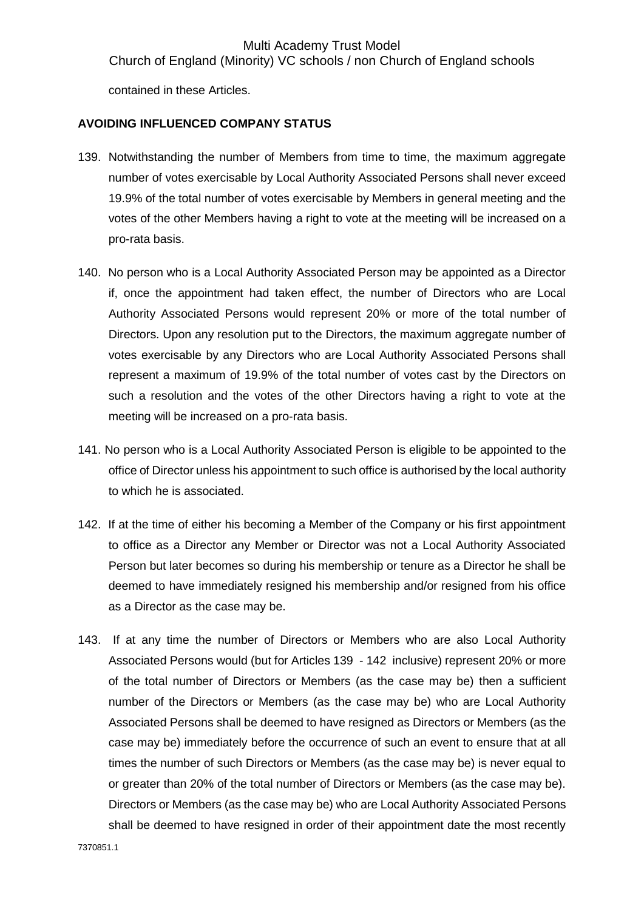contained in these Articles.

**AVOIDING INFLUENCED COMPANY STATUS**

139. Notwithstanding the number of Members from time to time, the maximum aggregate number of votes exercisable by Local Authority Associated Persons shall never exceed 19.9% of the total number of votes exercisable by Members in general meeting and the votes of the other Members having a right to vote at the meeting will be increased on a pro-rata basis.

140. No person who is a Local Authority Associated Person may be appointed as a Director if, once the appointment had taken effect, the number of Directors who are Local Authority Associated Persons would represent 20% or more of the total number of Directors. Upon any resolution put to the Directors, the maximum aggregate number of votes exercisable by any Directors who are Local Authority Associated Persons shall represent a maximum of 19.9% of the total number of votes cast by the Directors on such a resolution and the votes of the other Directors having a right to vote at the meeting will be increased on a pro-rata basis.

141. No person who is a Local Authority Associated Person is eligible to be appointed to the office of Director unless his appointment to such office is authorised by the local authority to which he is associated.

142. If at the time of either his becoming a Member of the Company or his first appointment to office as a Director any Member or Director was not a Local Authority Associated Person but later becomes so during his membership or tenure as a Director he shall be deemed to have immediately resigned his membership and/or resigned from his office as a Director as the case may be.

143. If at any time the number of Directors or Members who are also Local Authority Associated Persons would (but for Articles 139 - 142 inclusive) represent 20% or more of the total number of Directors or Members (as the case may be) then a sufficient number of the Directors or Members (as the case may be) who are Local Authority Associated Persons shall be deemed to have resigned as Directors or Members (as the case may be) immediately before the occurrence of such an event to ensure that at all times the number of such Directors or Members (as the case may be) is never equal to or greater than 20% of the total number of Directors or Members (as the case may be). Directors or Members (as the case may be) who are Local Authority Associated Persons shall be deemed to have resigned in order of their appointment date the most recently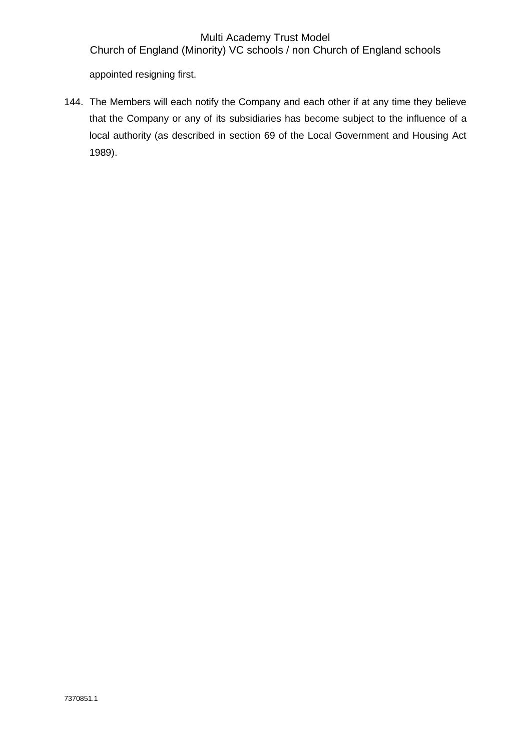appointed resigning first.

144. The Members will each notify the Company and each other if at any time they believe that the Company or any of its subsidiaries has become subject to the influence of a local authority (as described in section 69 of the Local Government and Housing Act 1989).